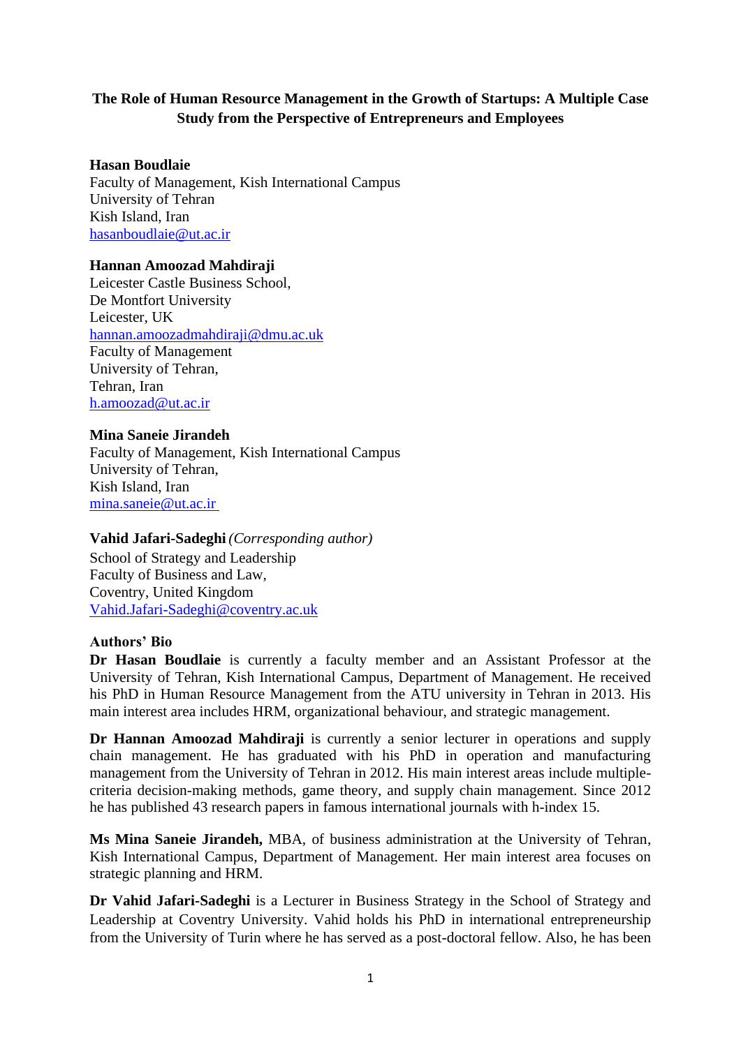# The Role of Human Resource Management in the Growth of Startups: A Multiple Case Study from the Perspective of Entrepreneurs and Employees

**Hasan Boudlaie**
Faculty of Management, Kish International Campus
University of Tehran
Kish Island, Iran
hasanboudlaie@ut.ac.ir

**Hannan Amoozad Mahdiraji**
Leicester Castle Business School,
De Montfort University
Leicester, UK
hannan.amoozadmahdiraji@dmu.ac.uk
Faculty of Management
University of Tehran,
Tehran, Iran
h.amoozad@ut.ac.ir

**Mina Saneie Jirandeh**
Faculty of Management, Kish International Campus
University of Tehran,
Kish Island, Iran
mina.saneie@ut.ac.ir

**Vahid Jafari-Sadeghi** *(Corresponding author)*
School of Strategy and Leadership
Faculty of Business and Law,
Coventry, United Kingdom
Vahid.Jafari-Sadeghi@coventry.ac.uk

**Authors' Bio**

**Dr Hasan Boudlaie** is currently a faculty member and an Assistant Professor at the University of Tehran, Kish International Campus, Department of Management. He received his PhD in Human Resource Management from the ATU university in Tehran in 2013. His main interest area includes HRM, organizational behaviour, and strategic management.

**Dr Hannan Amoozad Mahdiraji** is currently a senior lecturer in operations and supply chain management. He has graduated with his PhD in operation and manufacturing management from the University of Tehran in 2012. His main interest areas include multiple-criteria decision-making methods, game theory, and supply chain management. Since 2012 he has published 43 research papers in famous international journals with h-index 15.

**Ms Mina Saneie Jirandeh,** MBA, of business administration at the University of Tehran, Kish International Campus, Department of Management. Her main interest area focuses on strategic planning and HRM.

**Dr Vahid Jafari-Sadeghi** is a Lecturer in Business Strategy in the School of Strategy and Leadership at Coventry University. Vahid holds his PhD in international entrepreneurship from the University of Turin where he has served as a post-doctoral fellow. Also, he has been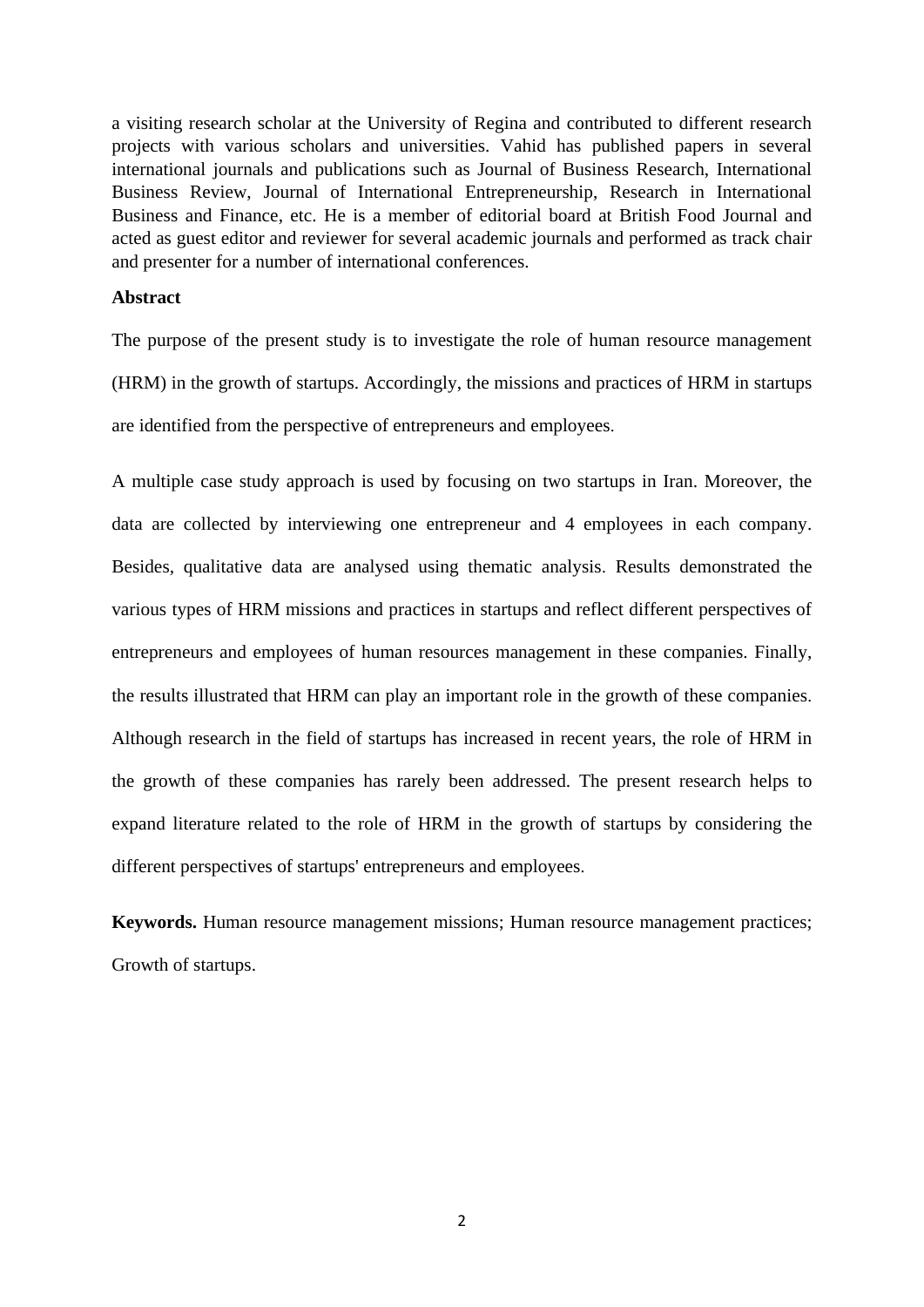a visiting research scholar at the University of Regina and contributed to different research projects with various scholars and universities. Vahid has published papers in several international journals and publications such as Journal of Business Research, International Business Review, Journal of International Entrepreneurship, Research in International Business and Finance, etc. He is a member of editorial board at British Food Journal and acted as guest editor and reviewer for several academic journals and performed as track chair and presenter for a number of international conferences.

**Abstract**

The purpose of the present study is to investigate the role of human resource management (HRM) in the growth of startups. Accordingly, the missions and practices of HRM in startups are identified from the perspective of entrepreneurs and employees.

A multiple case study approach is used by focusing on two startups in Iran. Moreover, the data are collected by interviewing one entrepreneur and 4 employees in each company. Besides, qualitative data are analysed using thematic analysis. Results demonstrated the various types of HRM missions and practices in startups and reflect different perspectives of entrepreneurs and employees of human resources management in these companies. Finally, the results illustrated that HRM can play an important role in the growth of these companies. Although research in the field of startups has increased in recent years, the role of HRM in the growth of these companies has rarely been addressed. The present research helps to expand literature related to the role of HRM in the growth of startups by considering the different perspectives of startups' entrepreneurs and employees.

**Keywords.** Human resource management missions; Human resource management practices; Growth of startups.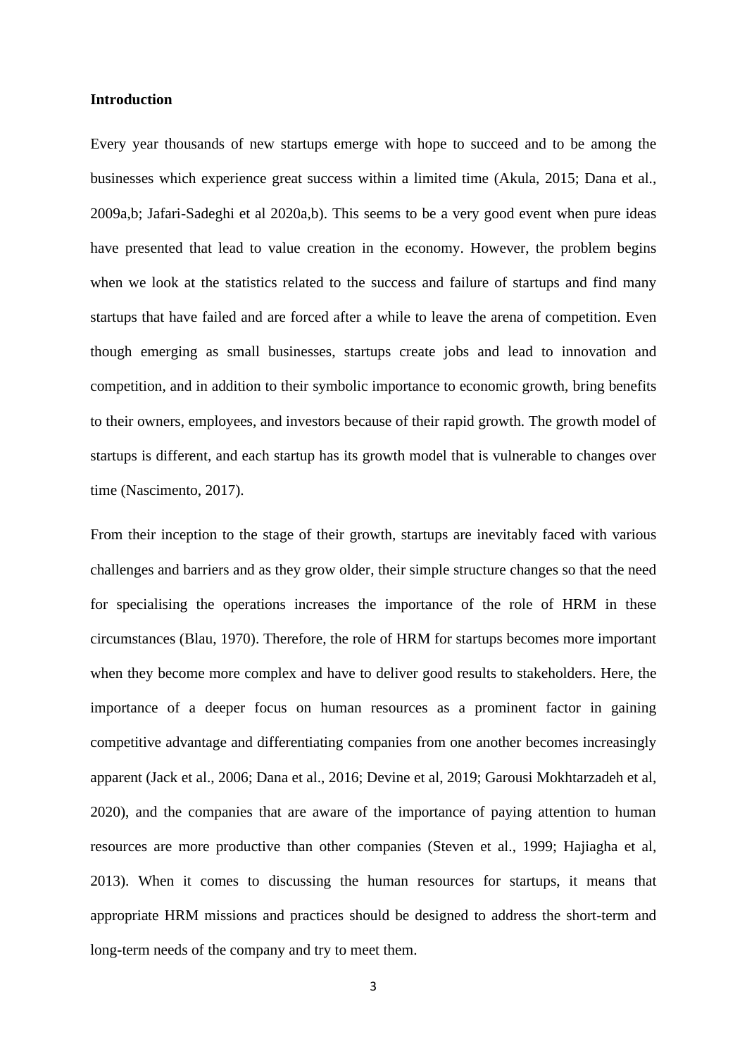## Introduction

Every year thousands of new startups emerge with hope to succeed and to be among the businesses which experience great success within a limited time (Akula, 2015; Dana et al., 2009a,b; Jafari-Sadeghi et al 2020a,b). This seems to be a very good event when pure ideas have presented that lead to value creation in the economy. However, the problem begins when we look at the statistics related to the success and failure of startups and find many startups that have failed and are forced after a while to leave the arena of competition. Even though emerging as small businesses, startups create jobs and lead to innovation and competition, and in addition to their symbolic importance to economic growth, bring benefits to their owners, employees, and investors because of their rapid growth. The growth model of startups is different, and each startup has its growth model that is vulnerable to changes over time (Nascimento, 2017).

From their inception to the stage of their growth, startups are inevitably faced with various challenges and barriers and as they grow older, their simple structure changes so that the need for specialising the operations increases the importance of the role of HRM in these circumstances (Blau, 1970). Therefore, the role of HRM for startups becomes more important when they become more complex and have to deliver good results to stakeholders. Here, the importance of a deeper focus on human resources as a prominent factor in gaining competitive advantage and differentiating companies from one another becomes increasingly apparent (Jack et al., 2006; Dana et al., 2016; Devine et al, 2019; Garousi Mokhtarzadeh et al, 2020), and the companies that are aware of the importance of paying attention to human resources are more productive than other companies (Steven et al., 1999; Hajiagha et al, 2013). When it comes to discussing the human resources for startups, it means that appropriate HRM missions and practices should be designed to address the short-term and long-term needs of the company and try to meet them.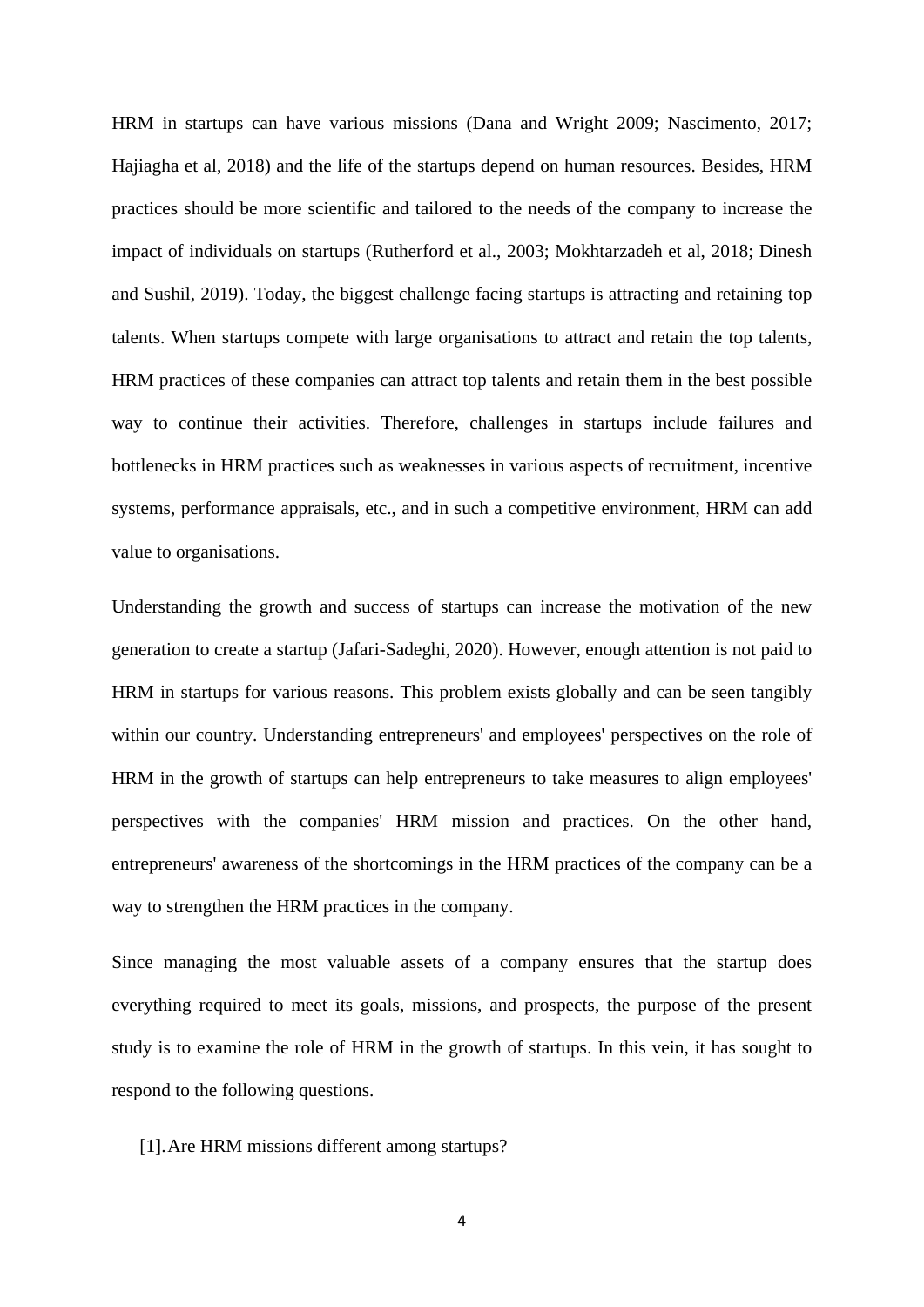HRM in startups can have various missions (Dana and Wright 2009; Nascimento, 2017; Hajiagha et al, 2018) and the life of the startups depend on human resources. Besides, HRM practices should be more scientific and tailored to the needs of the company to increase the impact of individuals on startups (Rutherford et al., 2003; Mokhtarzadeh et al, 2018; Dinesh and Sushil, 2019). Today, the biggest challenge facing startups is attracting and retaining top talents. When startups compete with large organisations to attract and retain the top talents, HRM practices of these companies can attract top talents and retain them in the best possible way to continue their activities. Therefore, challenges in startups include failures and bottlenecks in HRM practices such as weaknesses in various aspects of recruitment, incentive systems, performance appraisals, etc., and in such a competitive environment, HRM can add value to organisations.

Understanding the growth and success of startups can increase the motivation of the new generation to create a startup (Jafari-Sadeghi, 2020). However, enough attention is not paid to HRM in startups for various reasons. This problem exists globally and can be seen tangibly within our country. Understanding entrepreneurs' and employees' perspectives on the role of HRM in the growth of startups can help entrepreneurs to take measures to align employees' perspectives with the companies' HRM mission and practices. On the other hand, entrepreneurs' awareness of the shortcomings in the HRM practices of the company can be a way to strengthen the HRM practices in the company.

Since managing the most valuable assets of a company ensures that the startup does everything required to meet its goals, missions, and prospects, the purpose of the present study is to examine the role of HRM in the growth of startups. In this vein, it has sought to respond to the following questions.

[1]. Are HRM missions different among startups?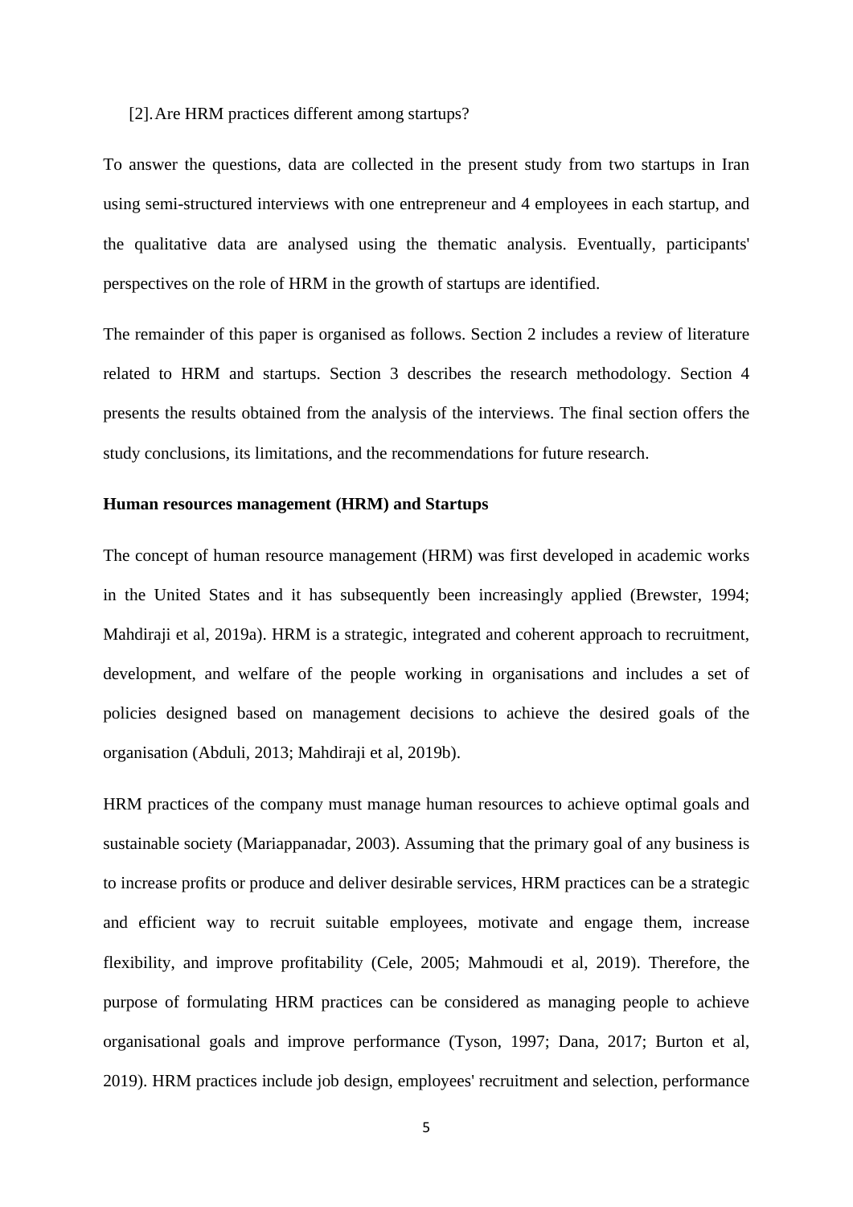[2]. Are HRM practices different among startups?

To answer the questions, data are collected in the present study from two startups in Iran using semi-structured interviews with one entrepreneur and 4 employees in each startup, and the qualitative data are analysed using the thematic analysis. Eventually, participants' perspectives on the role of HRM in the growth of startups are identified.

The remainder of this paper is organised as follows. Section 2 includes a review of literature related to HRM and startups. Section 3 describes the research methodology. Section 4 presents the results obtained from the analysis of the interviews. The final section offers the study conclusions, its limitations, and the recommendations for future research.

## Human resources management (HRM) and Startups

The concept of human resource management (HRM) was first developed in academic works in the United States and it has subsequently been increasingly applied (Brewster, 1994; Mahdiraji et al, 2019a). HRM is a strategic, integrated and coherent approach to recruitment, development, and welfare of the people working in organisations and includes a set of policies designed based on management decisions to achieve the desired goals of the organisation (Abduli, 2013; Mahdiraji et al, 2019b).

HRM practices of the company must manage human resources to achieve optimal goals and sustainable society (Mariappanadar, 2003). Assuming that the primary goal of any business is to increase profits or produce and deliver desirable services, HRM practices can be a strategic and efficient way to recruit suitable employees, motivate and engage them, increase flexibility, and improve profitability (Cele, 2005; Mahmoudi et al, 2019). Therefore, the purpose of formulating HRM practices can be considered as managing people to achieve organisational goals and improve performance (Tyson, 1997; Dana, 2017; Burton et al, 2019). HRM practices include job design, employees' recruitment and selection, performance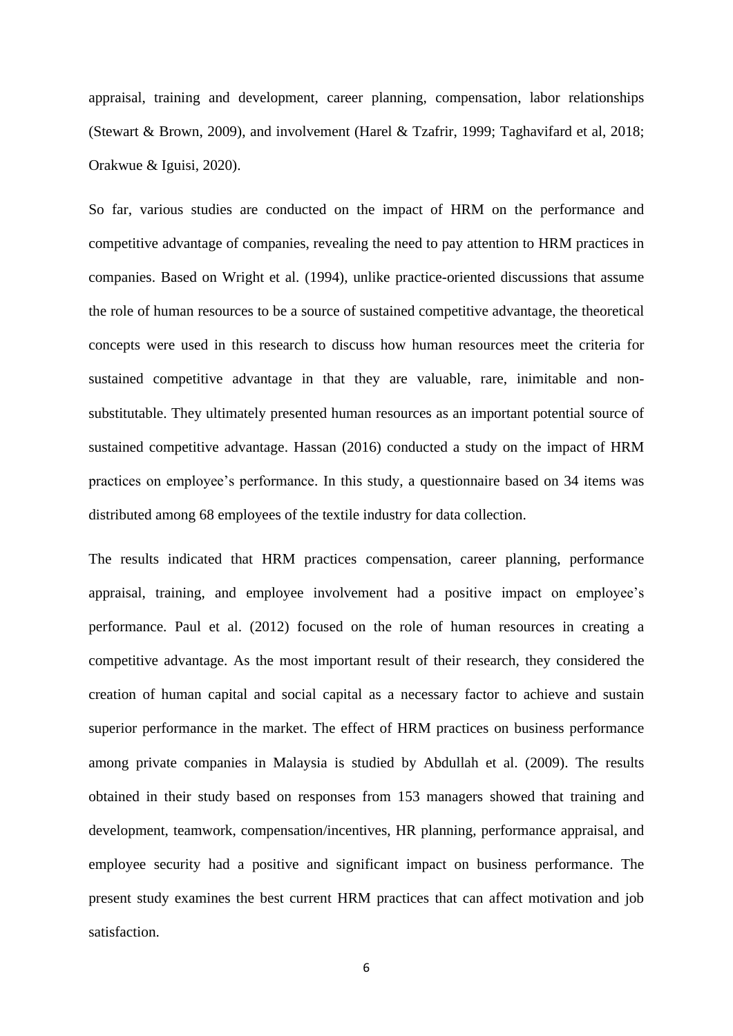appraisal, training and development, career planning, compensation, labor relationships (Stewart & Brown, 2009), and involvement (Harel & Tzafrir, 1999; Taghavifard et al, 2018; Orakwue & Iguisi, 2020).

So far, various studies are conducted on the impact of HRM on the performance and competitive advantage of companies, revealing the need to pay attention to HRM practices in companies. Based on Wright et al. (1994), unlike practice-oriented discussions that assume the role of human resources to be a source of sustained competitive advantage, the theoretical concepts were used in this research to discuss how human resources meet the criteria for sustained competitive advantage in that they are valuable, rare, inimitable and non-substitutable. They ultimately presented human resources as an important potential source of sustained competitive advantage. Hassan (2016) conducted a study on the impact of HRM practices on employee's performance. In this study, a questionnaire based on 34 items was distributed among 68 employees of the textile industry for data collection.

The results indicated that HRM practices compensation, career planning, performance appraisal, training, and employee involvement had a positive impact on employee's performance. Paul et al. (2012) focused on the role of human resources in creating a competitive advantage. As the most important result of their research, they considered the creation of human capital and social capital as a necessary factor to achieve and sustain superior performance in the market. The effect of HRM practices on business performance among private companies in Malaysia is studied by Abdullah et al. (2009). The results obtained in their study based on responses from 153 managers showed that training and development, teamwork, compensation/incentives, HR planning, performance appraisal, and employee security had a positive and significant impact on business performance. The present study examines the best current HRM practices that can affect motivation and job satisfaction.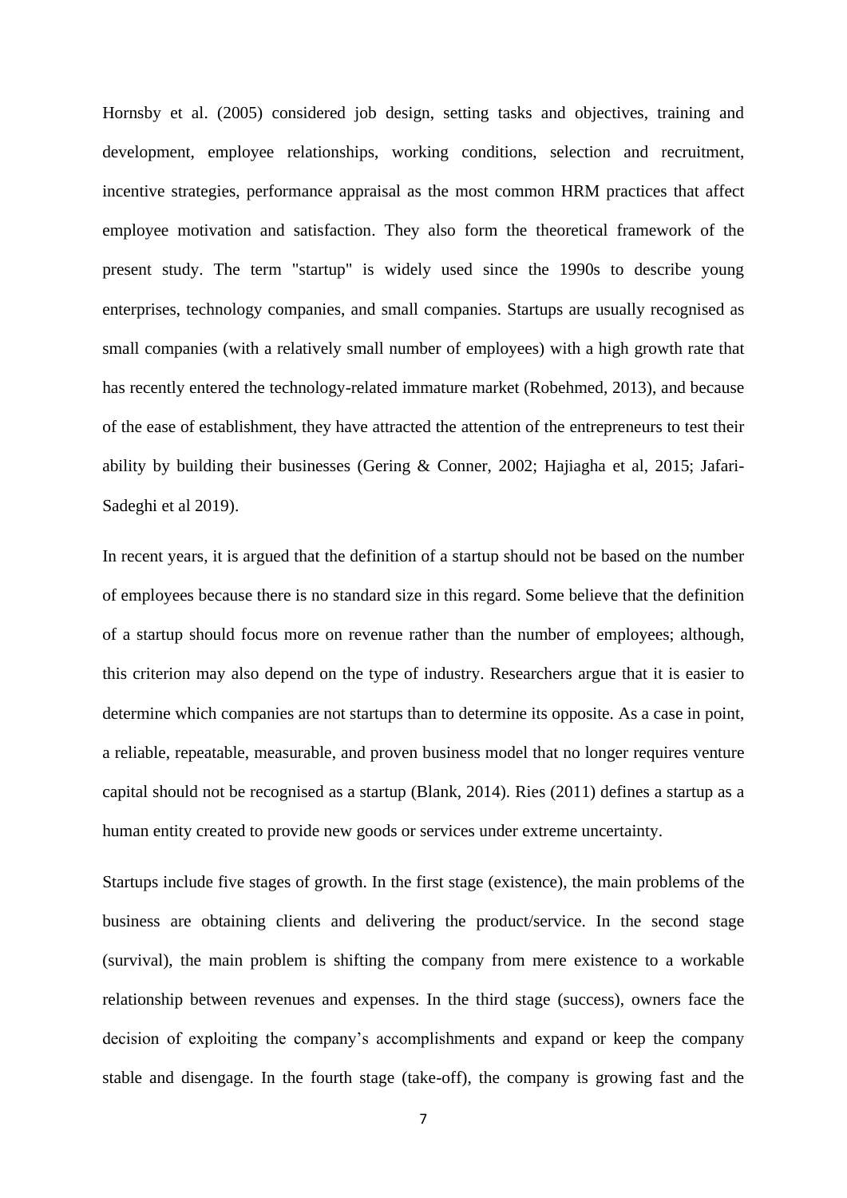Hornsby et al. (2005) considered job design, setting tasks and objectives, training and development, employee relationships, working conditions, selection and recruitment, incentive strategies, performance appraisal as the most common HRM practices that affect employee motivation and satisfaction. They also form the theoretical framework of the present study. The term "startup" is widely used since the 1990s to describe young enterprises, technology companies, and small companies. Startups are usually recognised as small companies (with a relatively small number of employees) with a high growth rate that has recently entered the technology-related immature market (Robehmed, 2013), and because of the ease of establishment, they have attracted the attention of the entrepreneurs to test their ability by building their businesses (Gering & Conner, 2002; Hajiagha et al, 2015; Jafari-Sadeghi et al 2019).

In recent years, it is argued that the definition of a startup should not be based on the number of employees because there is no standard size in this regard. Some believe that the definition of a startup should focus more on revenue rather than the number of employees; although, this criterion may also depend on the type of industry. Researchers argue that it is easier to determine which companies are not startups than to determine its opposite. As a case in point, a reliable, repeatable, measurable, and proven business model that no longer requires venture capital should not be recognised as a startup (Blank, 2014). Ries (2011) defines a startup as a human entity created to provide new goods or services under extreme uncertainty.

Startups include five stages of growth. In the first stage (existence), the main problems of the business are obtaining clients and delivering the product/service. In the second stage (survival), the main problem is shifting the company from mere existence to a workable relationship between revenues and expenses. In the third stage (success), owners face the decision of exploiting the company's accomplishments and expand or keep the company stable and disengage. In the fourth stage (take-off), the company is growing fast and the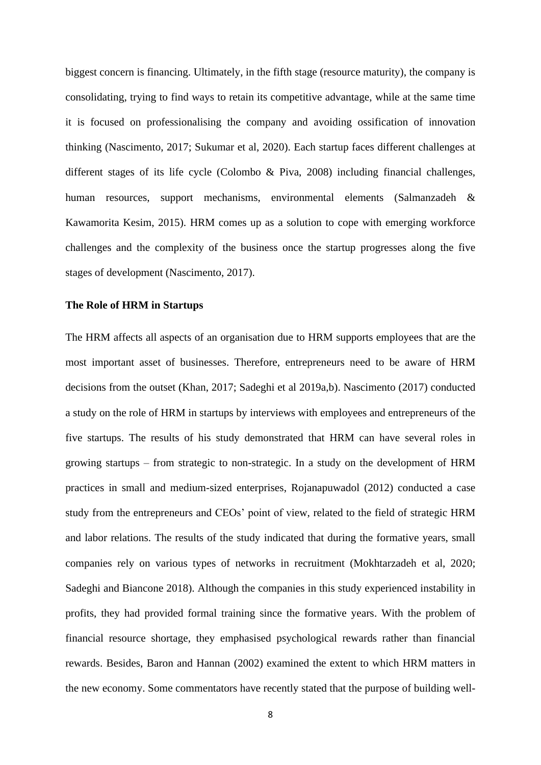biggest concern is financing. Ultimately, in the fifth stage (resource maturity), the company is consolidating, trying to find ways to retain its competitive advantage, while at the same time it is focused on professionalising the company and avoiding ossification of innovation thinking (Nascimento, 2017; Sukumar et al, 2020). Each startup faces different challenges at different stages of its life cycle (Colombo & Piva, 2008) including financial challenges, human resources, support mechanisms, environmental elements (Salmanzadeh & Kawamorita Kesim, 2015). HRM comes up as a solution to cope with emerging workforce challenges and the complexity of the business once the startup progresses along the five stages of development (Nascimento, 2017).

**The Role of HRM in Startups**

The HRM affects all aspects of an organisation due to HRM supports employees that are the most important asset of businesses. Therefore, entrepreneurs need to be aware of HRM decisions from the outset (Khan, 2017; Sadeghi et al 2019a,b). Nascimento (2017) conducted a study on the role of HRM in startups by interviews with employees and entrepreneurs of the five startups. The results of his study demonstrated that HRM can have several roles in growing startups – from strategic to non-strategic. In a study on the development of HRM practices in small and medium-sized enterprises, Rojanapuwadol (2012) conducted a case study from the entrepreneurs and CEOs' point of view, related to the field of strategic HRM and labor relations. The results of the study indicated that during the formative years, small companies rely on various types of networks in recruitment (Mokhtarzadeh et al, 2020; Sadeghi and Biancone 2018). Although the companies in this study experienced instability in profits, they had provided formal training since the formative years. With the problem of financial resource shortage, they emphasised psychological rewards rather than financial rewards. Besides, Baron and Hannan (2002) examined the extent to which HRM matters in the new economy. Some commentators have recently stated that the purpose of building well-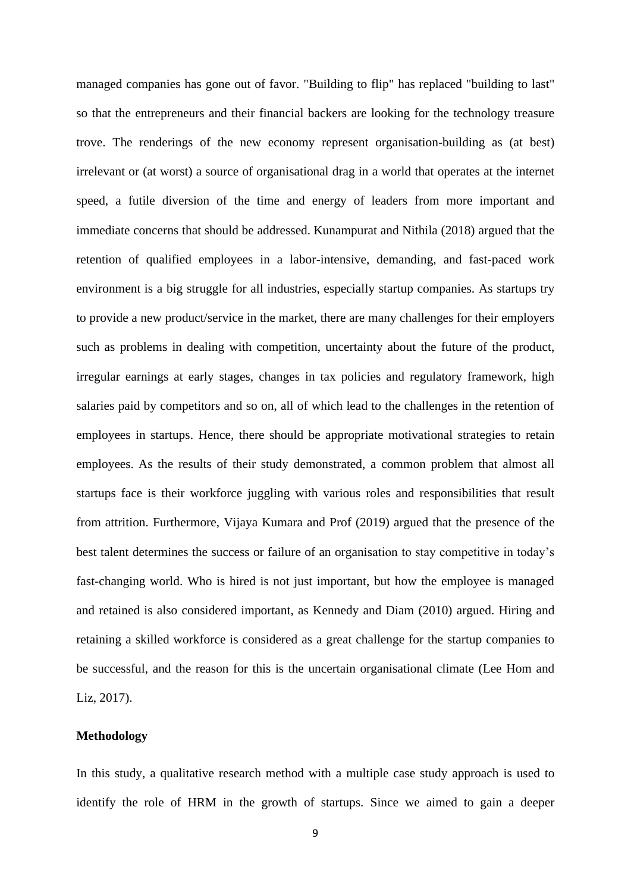managed companies has gone out of favor. "Building to flip" has replaced "building to last" so that the entrepreneurs and their financial backers are looking for the technology treasure trove. The renderings of the new economy represent organisation-building as (at best) irrelevant or (at worst) a source of organisational drag in a world that operates at the internet speed, a futile diversion of the time and energy of leaders from more important and immediate concerns that should be addressed. Kunampurat and Nithila (2018) argued that the retention of qualified employees in a labor-intensive, demanding, and fast-paced work environment is a big struggle for all industries, especially startup companies. As startups try to provide a new product/service in the market, there are many challenges for their employers such as problems in dealing with competition, uncertainty about the future of the product, irregular earnings at early stages, changes in tax policies and regulatory framework, high salaries paid by competitors and so on, all of which lead to the challenges in the retention of employees in startups. Hence, there should be appropriate motivational strategies to retain employees. As the results of their study demonstrated, a common problem that almost all startups face is their workforce juggling with various roles and responsibilities that result from attrition. Furthermore, Vijaya Kumara and Prof (2019) argued that the presence of the best talent determines the success or failure of an organisation to stay competitive in today's fast-changing world. Who is hired is not just important, but how the employee is managed and retained is also considered important, as Kennedy and Diam (2010) argued. Hiring and retaining a skilled workforce is considered as a great challenge for the startup companies to be successful, and the reason for this is the uncertain organisational climate (Lee Hom and Liz, 2017).

## Methodology

In this study, a qualitative research method with a multiple case study approach is used to identify the role of HRM in the growth of startups. Since we aimed to gain a deeper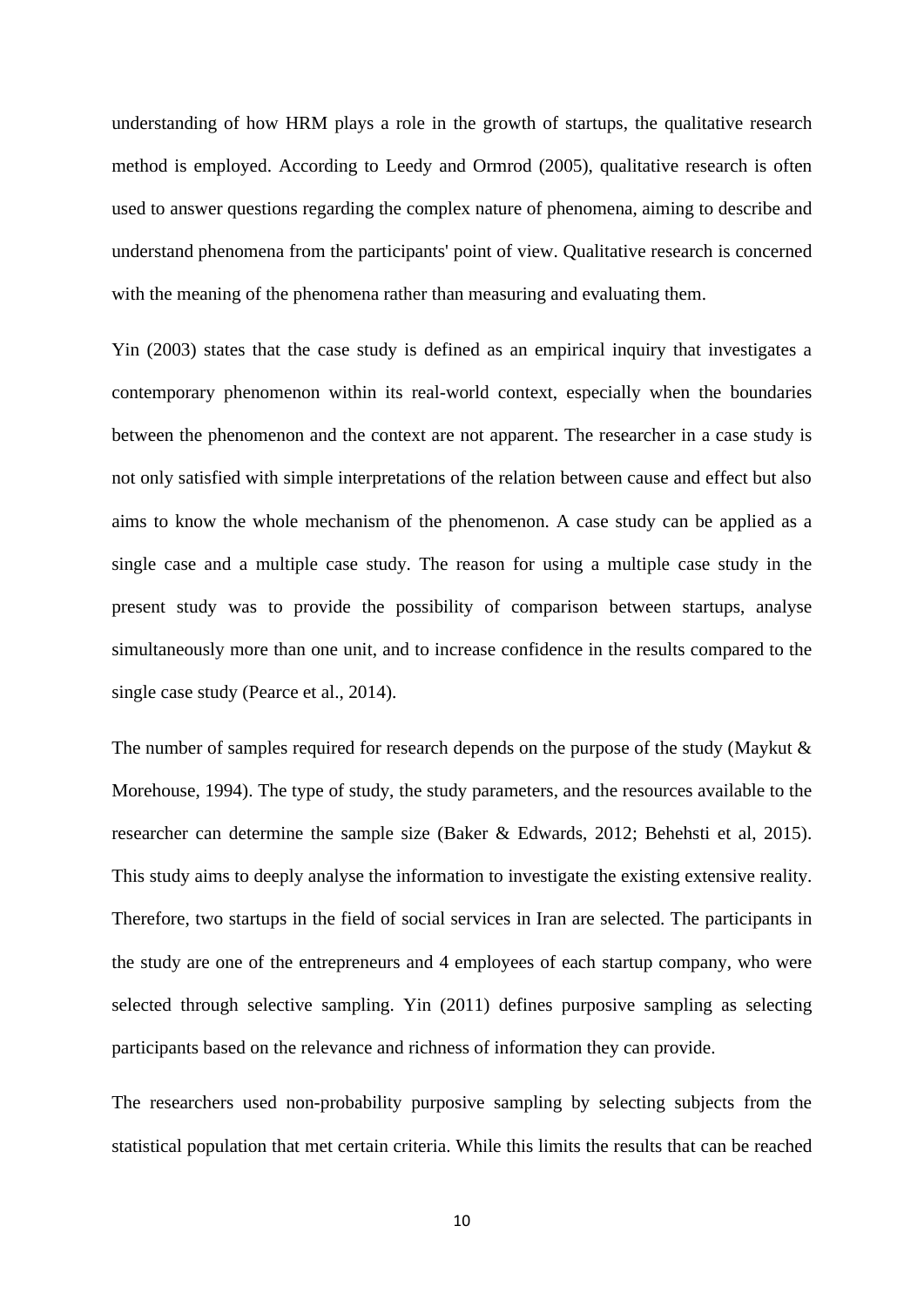understanding of how HRM plays a role in the growth of startups, the qualitative research method is employed. According to Leedy and Ormrod (2005), qualitative research is often used to answer questions regarding the complex nature of phenomena, aiming to describe and understand phenomena from the participants' point of view. Qualitative research is concerned with the meaning of the phenomena rather than measuring and evaluating them.

Yin (2003) states that the case study is defined as an empirical inquiry that investigates a contemporary phenomenon within its real-world context, especially when the boundaries between the phenomenon and the context are not apparent. The researcher in a case study is not only satisfied with simple interpretations of the relation between cause and effect but also aims to know the whole mechanism of the phenomenon. A case study can be applied as a single case and a multiple case study. The reason for using a multiple case study in the present study was to provide the possibility of comparison between startups, analyse simultaneously more than one unit, and to increase confidence in the results compared to the single case study (Pearce et al., 2014).

The number of samples required for research depends on the purpose of the study (Maykut & Morehouse, 1994). The type of study, the study parameters, and the resources available to the researcher can determine the sample size (Baker & Edwards, 2012; Behehsti et al, 2015). This study aims to deeply analyse the information to investigate the existing extensive reality. Therefore, two startups in the field of social services in Iran are selected. The participants in the study are one of the entrepreneurs and 4 employees of each startup company, who were selected through selective sampling. Yin (2011) defines purposive sampling as selecting participants based on the relevance and richness of information they can provide.

The researchers used non-probability purposive sampling by selecting subjects from the statistical population that met certain criteria. While this limits the results that can be reached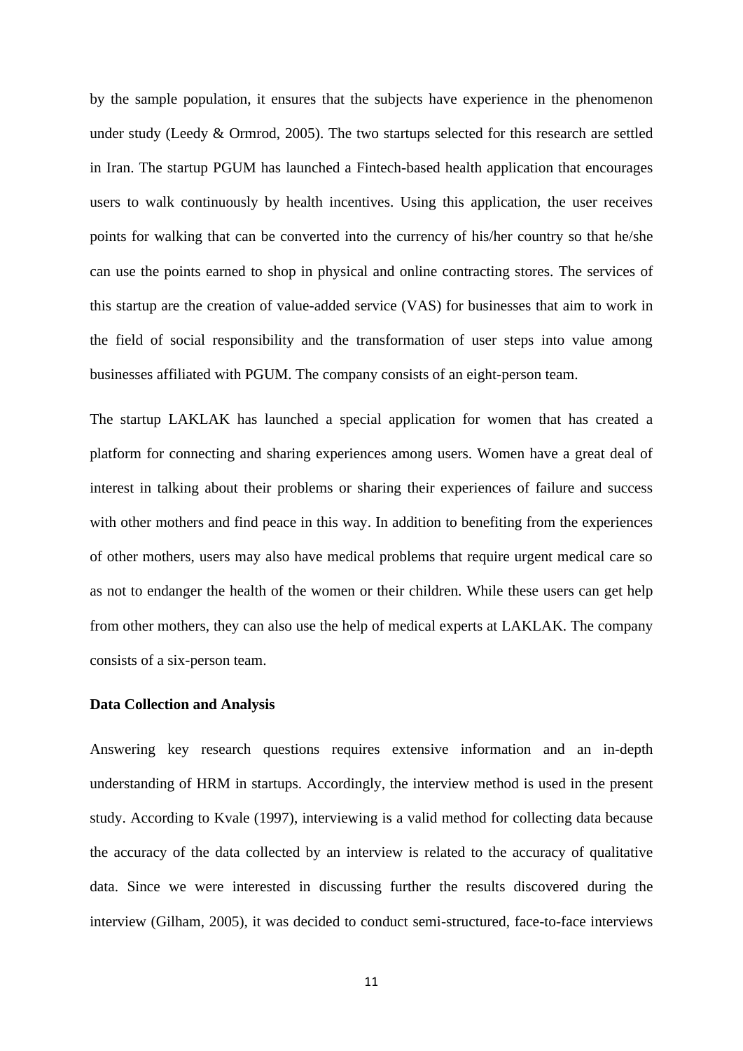by the sample population, it ensures that the subjects have experience in the phenomenon under study (Leedy & Ormrod, 2005). The two startups selected for this research are settled in Iran. The startup PGUM has launched a Fintech-based health application that encourages users to walk continuously by health incentives. Using this application, the user receives points for walking that can be converted into the currency of his/her country so that he/she can use the points earned to shop in physical and online contracting stores. The services of this startup are the creation of value-added service (VAS) for businesses that aim to work in the field of social responsibility and the transformation of user steps into value among businesses affiliated with PGUM. The company consists of an eight-person team.

The startup LAKLAK has launched a special application for women that has created a platform for connecting and sharing experiences among users. Women have a great deal of interest in talking about their problems or sharing their experiences of failure and success with other mothers and find peace in this way. In addition to benefiting from the experiences of other mothers, users may also have medical problems that require urgent medical care so as not to endanger the health of the women or their children. While these users can get help from other mothers, they can also use the help of medical experts at LAKLAK. The company consists of a six-person team.

**Data Collection and Analysis**

Answering key research questions requires extensive information and an in-depth understanding of HRM in startups. Accordingly, the interview method is used in the present study. According to Kvale (1997), interviewing is a valid method for collecting data because the accuracy of the data collected by an interview is related to the accuracy of qualitative data. Since we were interested in discussing further the results discovered during the interview (Gilham, 2005), it was decided to conduct semi-structured, face-to-face interviews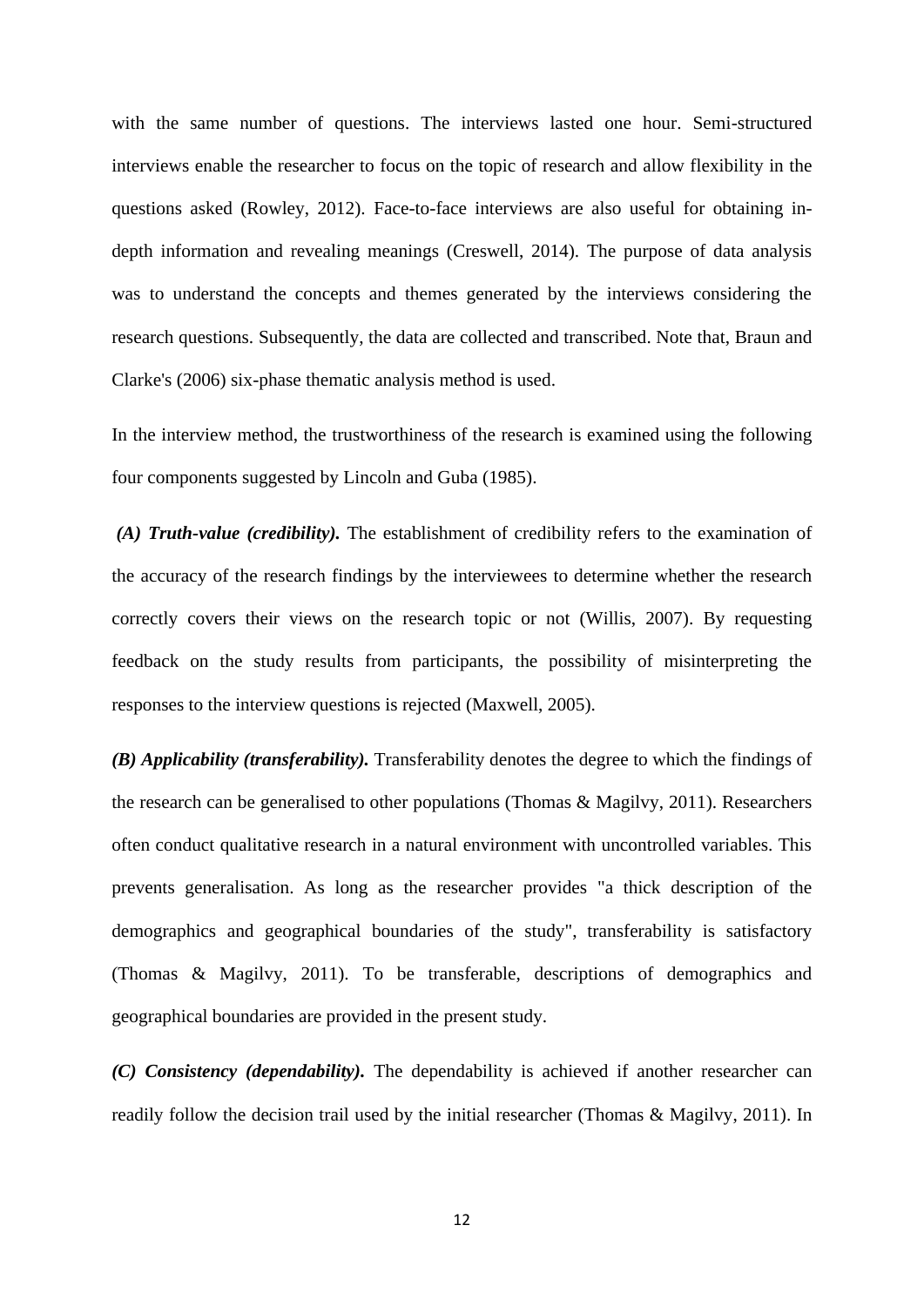with the same number of questions. The interviews lasted one hour. Semi-structured interviews enable the researcher to focus on the topic of research and allow flexibility in the questions asked (Rowley, 2012). Face-to-face interviews are also useful for obtaining in-depth information and revealing meanings (Creswell, 2014). The purpose of data analysis was to understand the concepts and themes generated by the interviews considering the research questions. Subsequently, the data are collected and transcribed. Note that, Braun and Clarke's (2006) six-phase thematic analysis method is used.

In the interview method, the trustworthiness of the research is examined using the following four components suggested by Lincoln and Guba (1985).

***(A) Truth-value (credibility).*** The establishment of credibility refers to the examination of the accuracy of the research findings by the interviewees to determine whether the research correctly covers their views on the research topic or not (Willis, 2007). By requesting feedback on the study results from participants, the possibility of misinterpreting the responses to the interview questions is rejected (Maxwell, 2005).

***(B) Applicability (transferability).*** Transferability denotes the degree to which the findings of the research can be generalised to other populations (Thomas & Magilvy, 2011). Researchers often conduct qualitative research in a natural environment with uncontrolled variables. This prevents generalisation. As long as the researcher provides "a thick description of the demographics and geographical boundaries of the study", transferability is satisfactory (Thomas & Magilvy, 2011). To be transferable, descriptions of demographics and geographical boundaries are provided in the present study.

***(C) Consistency (dependability).*** The dependability is achieved if another researcher can readily follow the decision trail used by the initial researcher (Thomas & Magilvy, 2011). In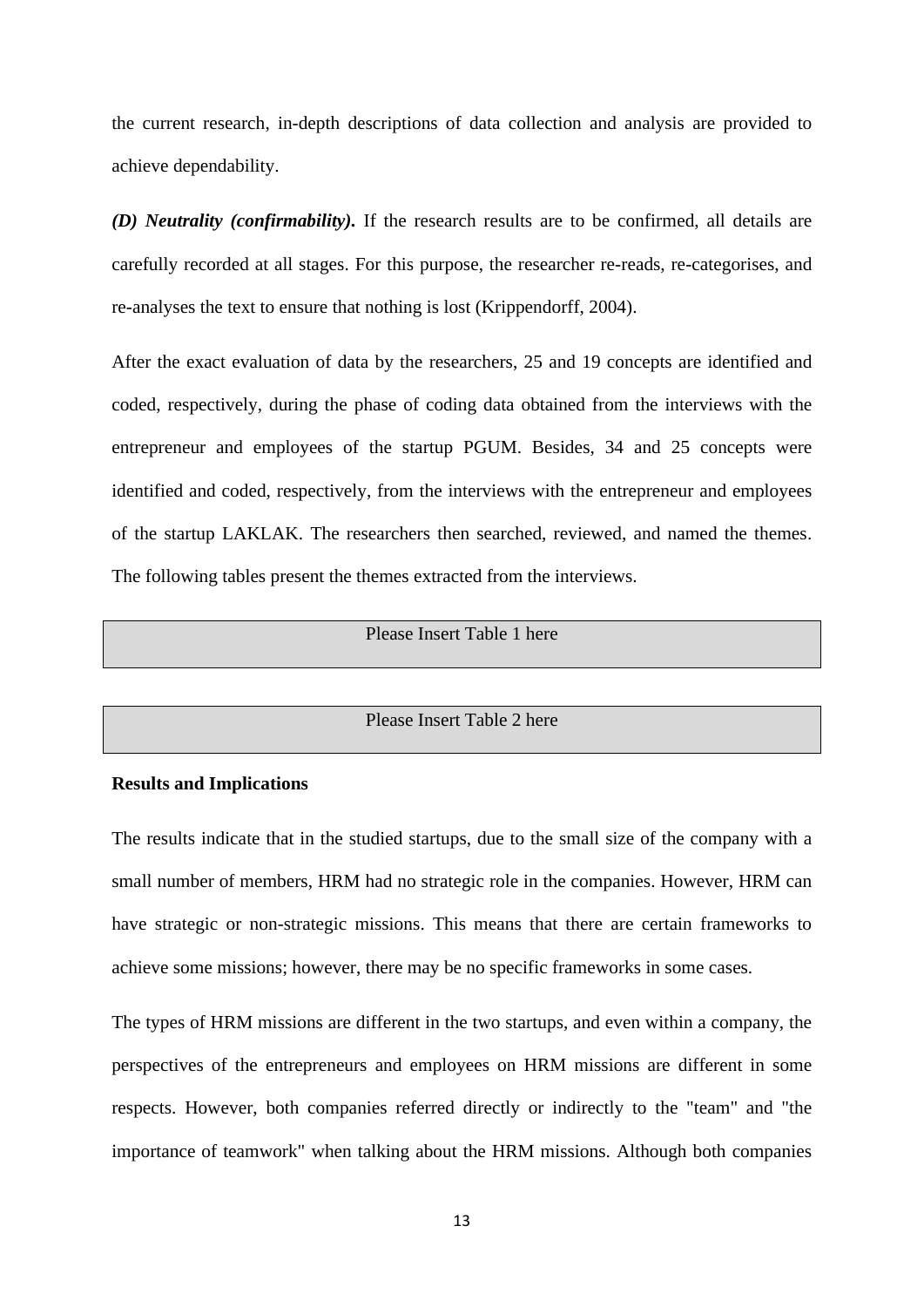the current research, in-depth descriptions of data collection and analysis are provided to achieve dependability.

***(D) Neutrality (confirmability)*.** If the research results are to be confirmed, all details are carefully recorded at all stages. For this purpose, the researcher re-reads, re-categorises, and re-analyses the text to ensure that nothing is lost (Krippendorff, 2004).

After the exact evaluation of data by the researchers, 25 and 19 concepts are identified and coded, respectively, during the phase of coding data obtained from the interviews with the entrepreneur and employees of the startup PGUM. Besides, 34 and 25 concepts were identified and coded, respectively, from the interviews with the entrepreneur and employees of the startup LAKLAK. The researchers then searched, reviewed, and named the themes. The following tables present the themes extracted from the interviews.

Please Insert Table 1 here

Please Insert Table 2 here

**Results and Implications**

The results indicate that in the studied startups, due to the small size of the company with a small number of members, HRM had no strategic role in the companies. However, HRM can have strategic or non-strategic missions. This means that there are certain frameworks to achieve some missions; however, there may be no specific frameworks in some cases.

The types of HRM missions are different in the two startups, and even within a company, the perspectives of the entrepreneurs and employees on HRM missions are different in some respects. However, both companies referred directly or indirectly to the "team" and "the importance of teamwork" when talking about the HRM missions. Although both companies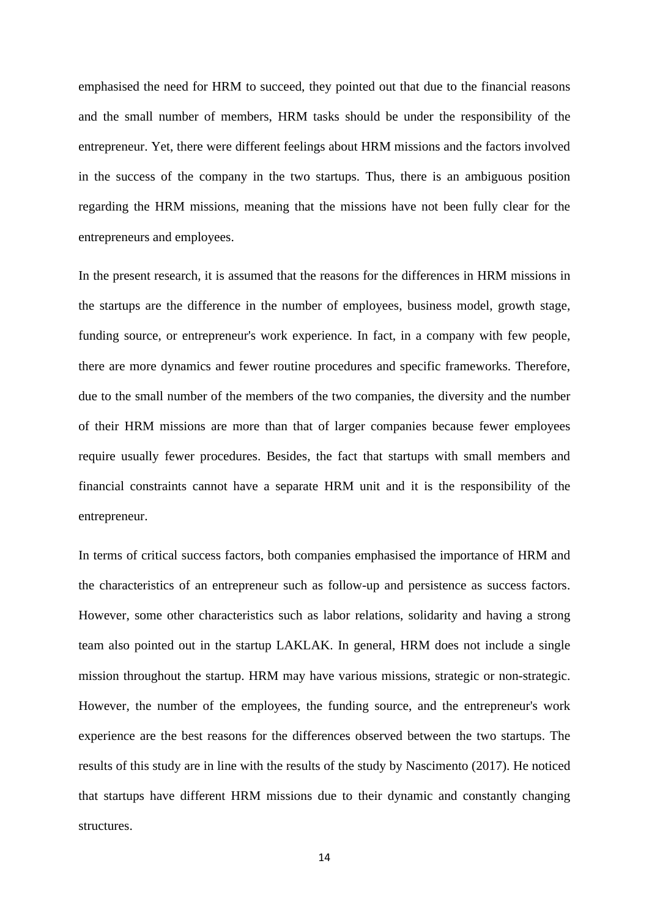emphasised the need for HRM to succeed, they pointed out that due to the financial reasons and the small number of members, HRM tasks should be under the responsibility of the entrepreneur. Yet, there were different feelings about HRM missions and the factors involved in the success of the company in the two startups. Thus, there is an ambiguous position regarding the HRM missions, meaning that the missions have not been fully clear for the entrepreneurs and employees.

In the present research, it is assumed that the reasons for the differences in HRM missions in the startups are the difference in the number of employees, business model, growth stage, funding source, or entrepreneur's work experience. In fact, in a company with few people, there are more dynamics and fewer routine procedures and specific frameworks. Therefore, due to the small number of the members of the two companies, the diversity and the number of their HRM missions are more than that of larger companies because fewer employees require usually fewer procedures. Besides, the fact that startups with small members and financial constraints cannot have a separate HRM unit and it is the responsibility of the entrepreneur.

In terms of critical success factors, both companies emphasised the importance of HRM and the characteristics of an entrepreneur such as follow-up and persistence as success factors. However, some other characteristics such as labor relations, solidarity and having a strong team also pointed out in the startup LAKLAK. In general, HRM does not include a single mission throughout the startup. HRM may have various missions, strategic or non-strategic. However, the number of the employees, the funding source, and the entrepreneur's work experience are the best reasons for the differences observed between the two startups. The results of this study are in line with the results of the study by Nascimento (2017). He noticed that startups have different HRM missions due to their dynamic and constantly changing structures.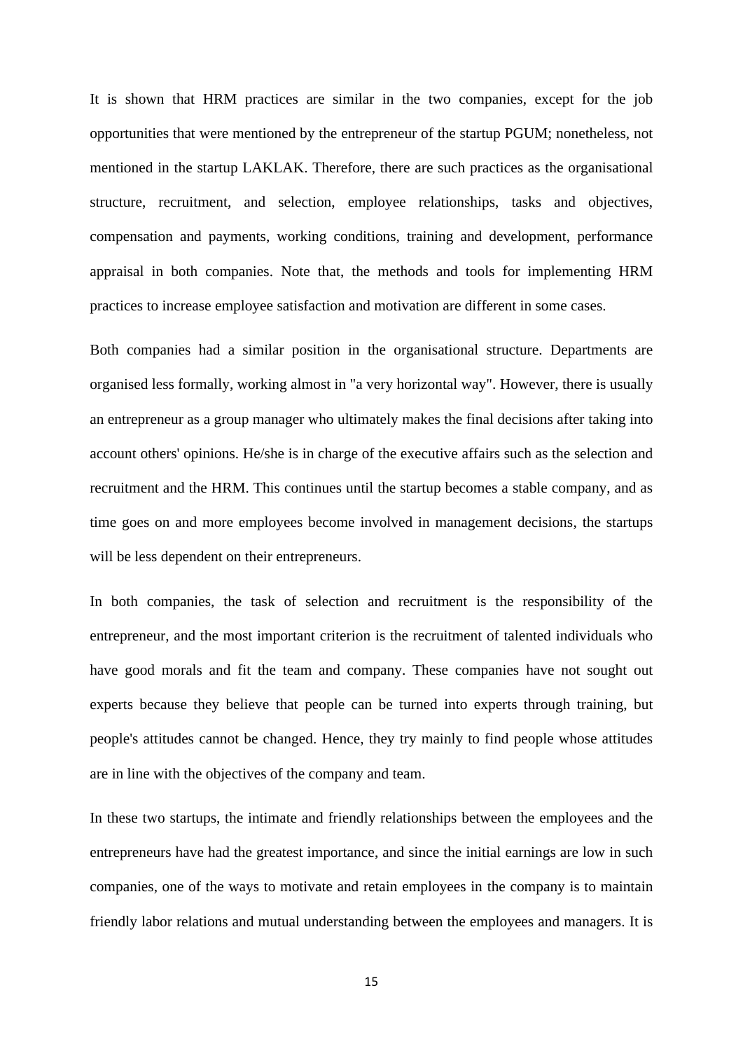It is shown that HRM practices are similar in the two companies, except for the job opportunities that were mentioned by the entrepreneur of the startup PGUM; nonetheless, not mentioned in the startup LAKLAK. Therefore, there are such practices as the organisational structure, recruitment, and selection, employee relationships, tasks and objectives, compensation and payments, working conditions, training and development, performance appraisal in both companies. Note that, the methods and tools for implementing HRM practices to increase employee satisfaction and motivation are different in some cases.

Both companies had a similar position in the organisational structure. Departments are organised less formally, working almost in "a very horizontal way". However, there is usually an entrepreneur as a group manager who ultimately makes the final decisions after taking into account others' opinions. He/she is in charge of the executive affairs such as the selection and recruitment and the HRM. This continues until the startup becomes a stable company, and as time goes on and more employees become involved in management decisions, the startups will be less dependent on their entrepreneurs.

In both companies, the task of selection and recruitment is the responsibility of the entrepreneur, and the most important criterion is the recruitment of talented individuals who have good morals and fit the team and company. These companies have not sought out experts because they believe that people can be turned into experts through training, but people's attitudes cannot be changed. Hence, they try mainly to find people whose attitudes are in line with the objectives of the company and team.

In these two startups, the intimate and friendly relationships between the employees and the entrepreneurs have had the greatest importance, and since the initial earnings are low in such companies, one of the ways to motivate and retain employees in the company is to maintain friendly labor relations and mutual understanding between the employees and managers. It is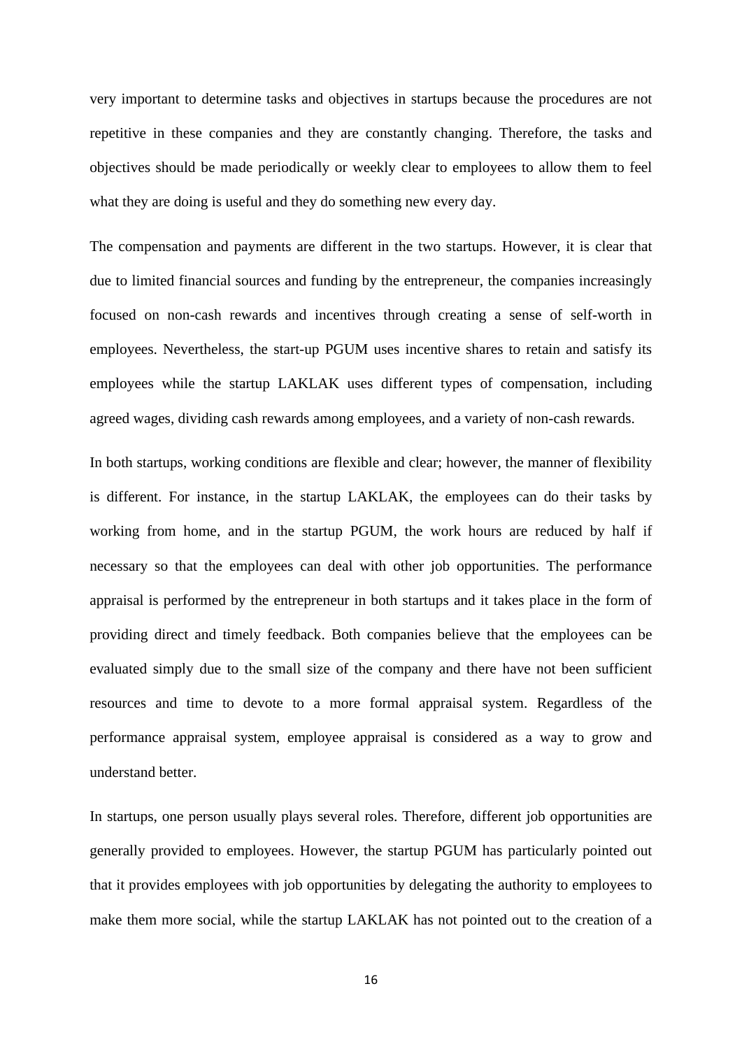very important to determine tasks and objectives in startups because the procedures are not repetitive in these companies and they are constantly changing. Therefore, the tasks and objectives should be made periodically or weekly clear to employees to allow them to feel what they are doing is useful and they do something new every day.

The compensation and payments are different in the two startups. However, it is clear that due to limited financial sources and funding by the entrepreneur, the companies increasingly focused on non-cash rewards and incentives through creating a sense of self-worth in employees. Nevertheless, the start-up PGUM uses incentive shares to retain and satisfy its employees while the startup LAKLAK uses different types of compensation, including agreed wages, dividing cash rewards among employees, and a variety of non-cash rewards.

In both startups, working conditions are flexible and clear; however, the manner of flexibility is different. For instance, in the startup LAKLAK, the employees can do their tasks by working from home, and in the startup PGUM, the work hours are reduced by half if necessary so that the employees can deal with other job opportunities. The performance appraisal is performed by the entrepreneur in both startups and it takes place in the form of providing direct and timely feedback. Both companies believe that the employees can be evaluated simply due to the small size of the company and there have not been sufficient resources and time to devote to a more formal appraisal system. Regardless of the performance appraisal system, employee appraisal is considered as a way to grow and understand better.

In startups, one person usually plays several roles. Therefore, different job opportunities are generally provided to employees. However, the startup PGUM has particularly pointed out that it provides employees with job opportunities by delegating the authority to employees to make them more social, while the startup LAKLAK has not pointed out to the creation of a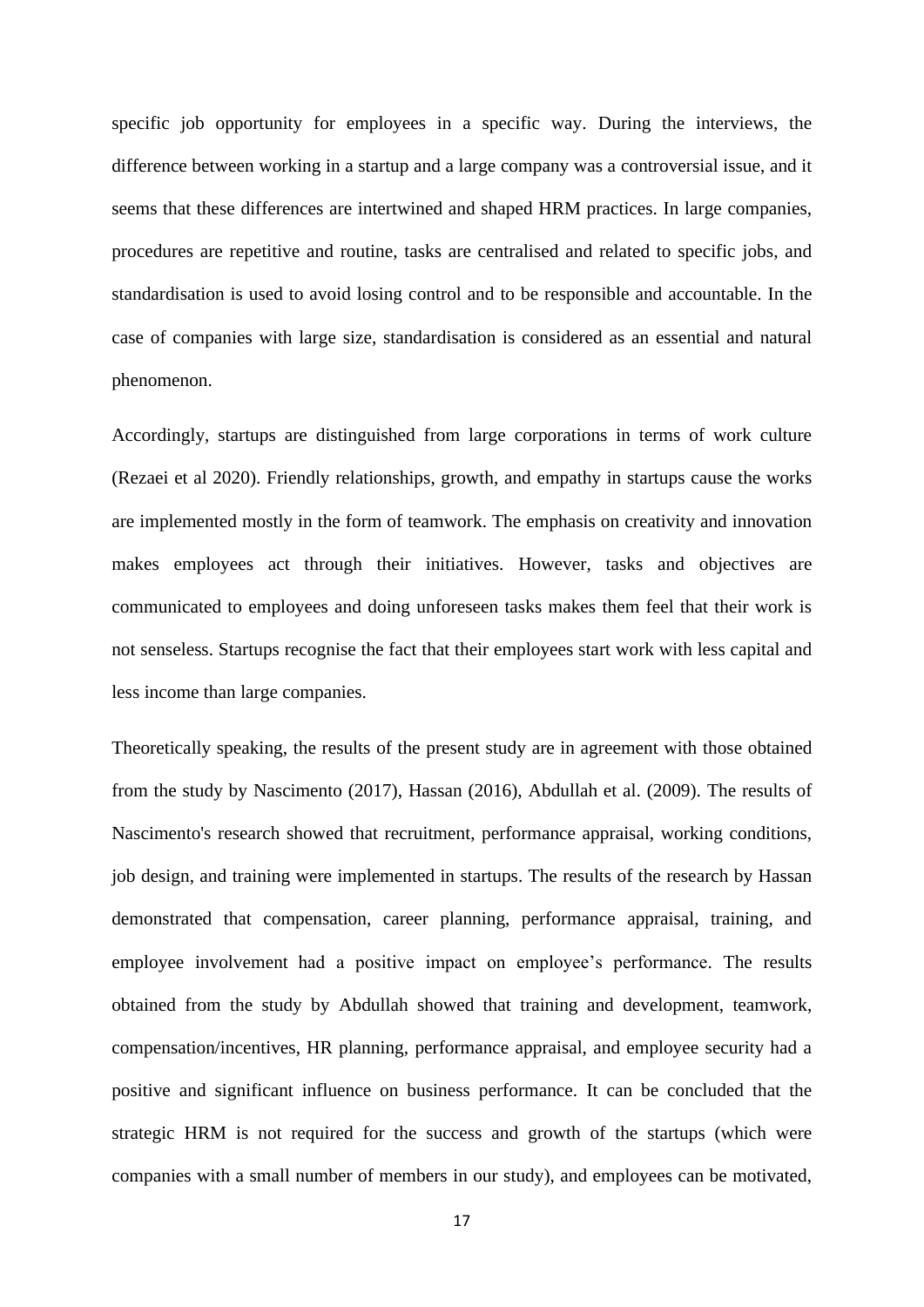specific job opportunity for employees in a specific way. During the interviews, the difference between working in a startup and a large company was a controversial issue, and it seems that these differences are intertwined and shaped HRM practices. In large companies, procedures are repetitive and routine, tasks are centralised and related to specific jobs, and standardisation is used to avoid losing control and to be responsible and accountable. In the case of companies with large size, standardisation is considered as an essential and natural phenomenon.

Accordingly, startups are distinguished from large corporations in terms of work culture (Rezaei et al 2020). Friendly relationships, growth, and empathy in startups cause the works are implemented mostly in the form of teamwork. The emphasis on creativity and innovation makes employees act through their initiatives. However, tasks and objectives are communicated to employees and doing unforeseen tasks makes them feel that their work is not senseless. Startups recognise the fact that their employees start work with less capital and less income than large companies.

Theoretically speaking, the results of the present study are in agreement with those obtained from the study by Nascimento (2017), Hassan (2016), Abdullah et al. (2009). The results of Nascimento's research showed that recruitment, performance appraisal, working conditions, job design, and training were implemented in startups. The results of the research by Hassan demonstrated that compensation, career planning, performance appraisal, training, and employee involvement had a positive impact on employee's performance. The results obtained from the study by Abdullah showed that training and development, teamwork, compensation/incentives, HR planning, performance appraisal, and employee security had a positive and significant influence on business performance. It can be concluded that the strategic HRM is not required for the success and growth of the startups (which were companies with a small number of members in our study), and employees can be motivated,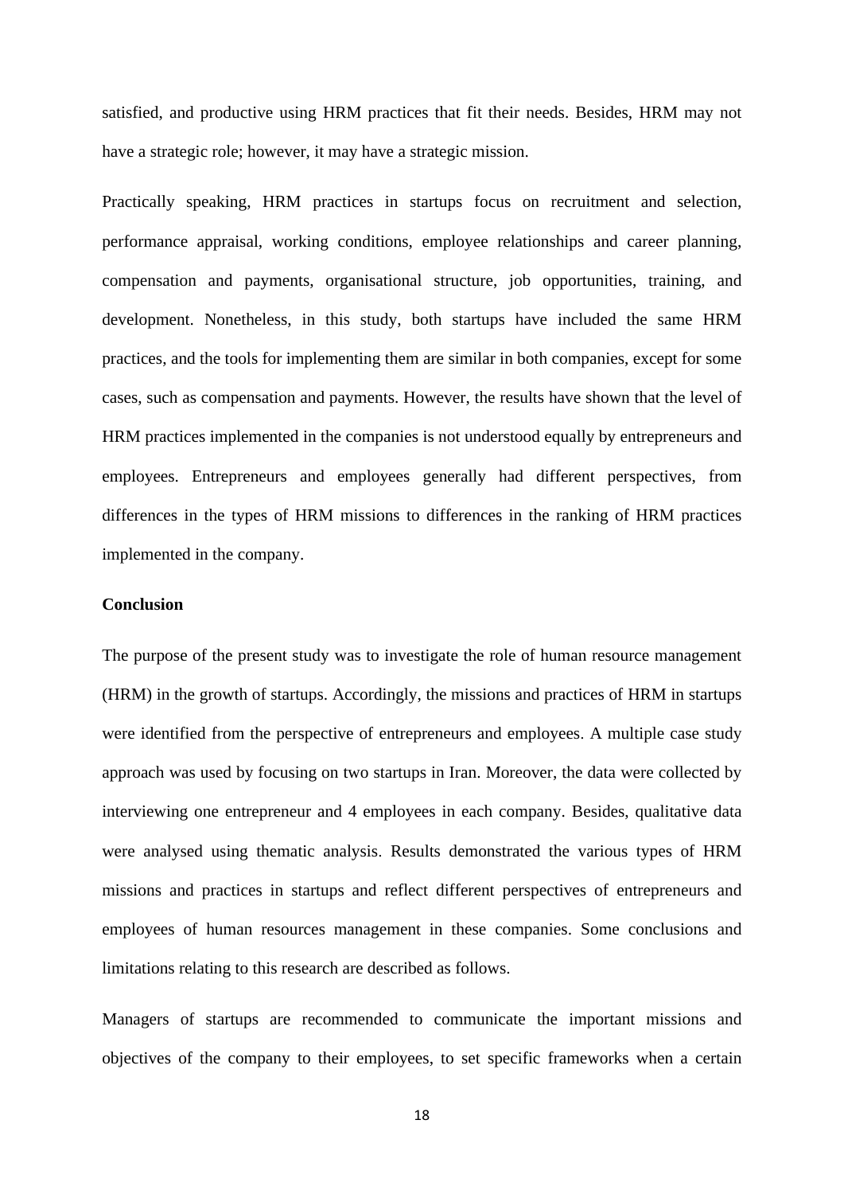satisfied, and productive using HRM practices that fit their needs. Besides, HRM may not have a strategic role; however, it may have a strategic mission.

Practically speaking, HRM practices in startups focus on recruitment and selection, performance appraisal, working conditions, employee relationships and career planning, compensation and payments, organisational structure, job opportunities, training, and development. Nonetheless, in this study, both startups have included the same HRM practices, and the tools for implementing them are similar in both companies, except for some cases, such as compensation and payments. However, the results have shown that the level of HRM practices implemented in the companies is not understood equally by entrepreneurs and employees. Entrepreneurs and employees generally had different perspectives, from differences in the types of HRM missions to differences in the ranking of HRM practices implemented in the company.

## Conclusion

The purpose of the present study was to investigate the role of human resource management (HRM) in the growth of startups. Accordingly, the missions and practices of HRM in startups were identified from the perspective of entrepreneurs and employees. A multiple case study approach was used by focusing on two startups in Iran. Moreover, the data were collected by interviewing one entrepreneur and 4 employees in each company. Besides, qualitative data were analysed using thematic analysis. Results demonstrated the various types of HRM missions and practices in startups and reflect different perspectives of entrepreneurs and employees of human resources management in these companies. Some conclusions and limitations relating to this research are described as follows.

Managers of startups are recommended to communicate the important missions and objectives of the company to their employees, to set specific frameworks when a certain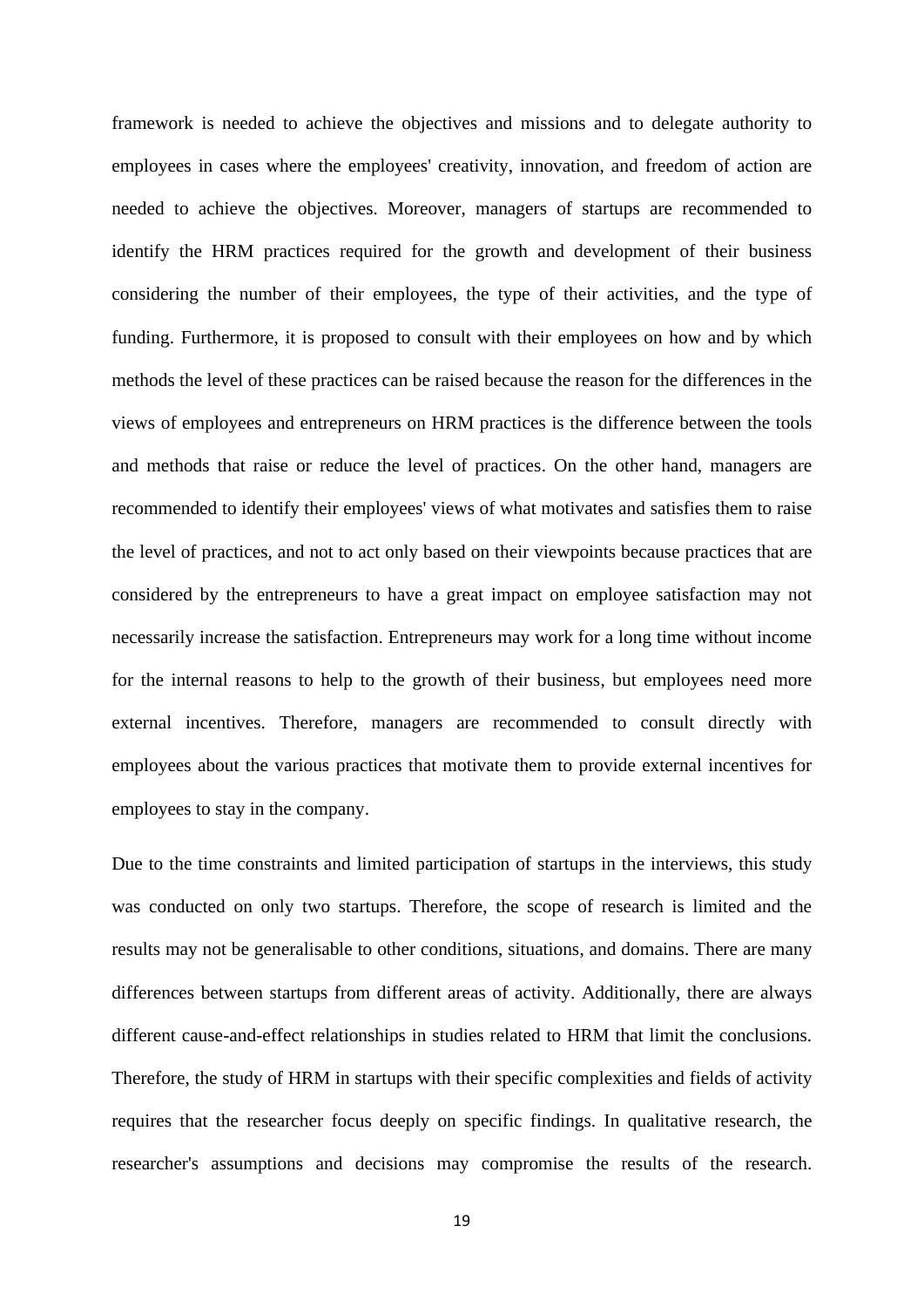framework is needed to achieve the objectives and missions and to delegate authority to employees in cases where the employees' creativity, innovation, and freedom of action are needed to achieve the objectives. Moreover, managers of startups are recommended to identify the HRM practices required for the growth and development of their business considering the number of their employees, the type of their activities, and the type of funding. Furthermore, it is proposed to consult with their employees on how and by which methods the level of these practices can be raised because the reason for the differences in the views of employees and entrepreneurs on HRM practices is the difference between the tools and methods that raise or reduce the level of practices. On the other hand, managers are recommended to identify their employees' views of what motivates and satisfies them to raise the level of practices, and not to act only based on their viewpoints because practices that are considered by the entrepreneurs to have a great impact on employee satisfaction may not necessarily increase the satisfaction. Entrepreneurs may work for a long time without income for the internal reasons to help to the growth of their business, but employees need more external incentives. Therefore, managers are recommended to consult directly with employees about the various practices that motivate them to provide external incentives for employees to stay in the company.

Due to the time constraints and limited participation of startups in the interviews, this study was conducted on only two startups. Therefore, the scope of research is limited and the results may not be generalisable to other conditions, situations, and domains. There are many differences between startups from different areas of activity. Additionally, there are always different cause-and-effect relationships in studies related to HRM that limit the conclusions. Therefore, the study of HRM in startups with their specific complexities and fields of activity requires that the researcher focus deeply on specific findings. In qualitative research, the researcher's assumptions and decisions may compromise the results of the research.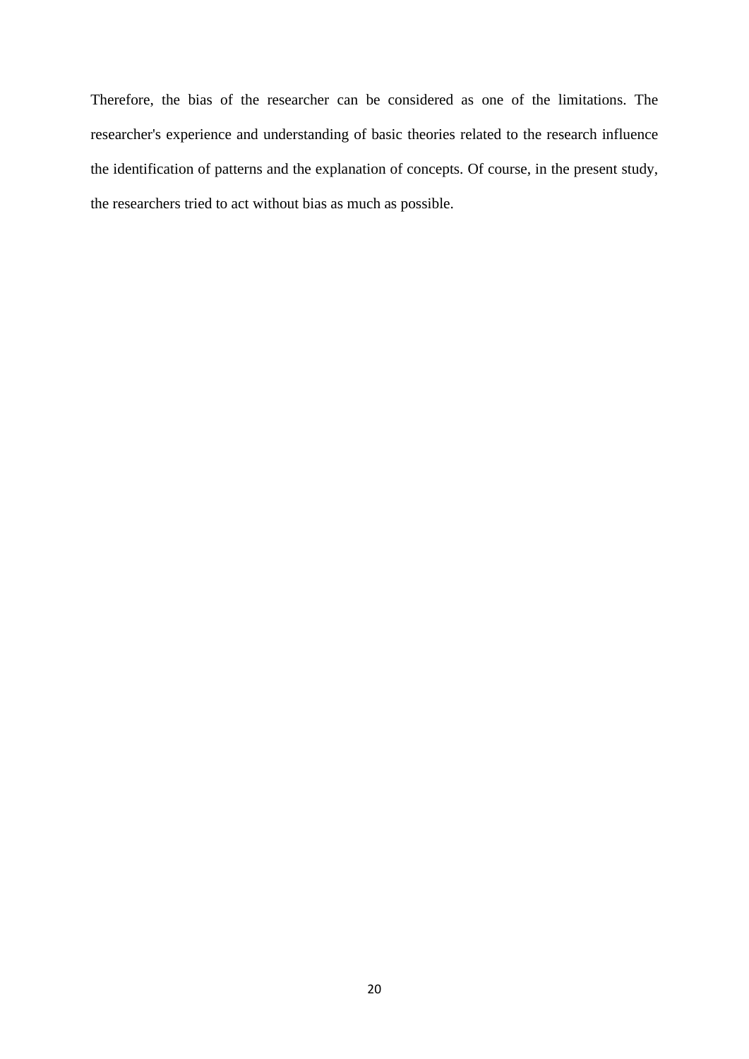Therefore, the bias of the researcher can be considered as one of the limitations. The researcher's experience and understanding of basic theories related to the research influence the identification of patterns and the explanation of concepts. Of course, in the present study, the researchers tried to act without bias as much as possible.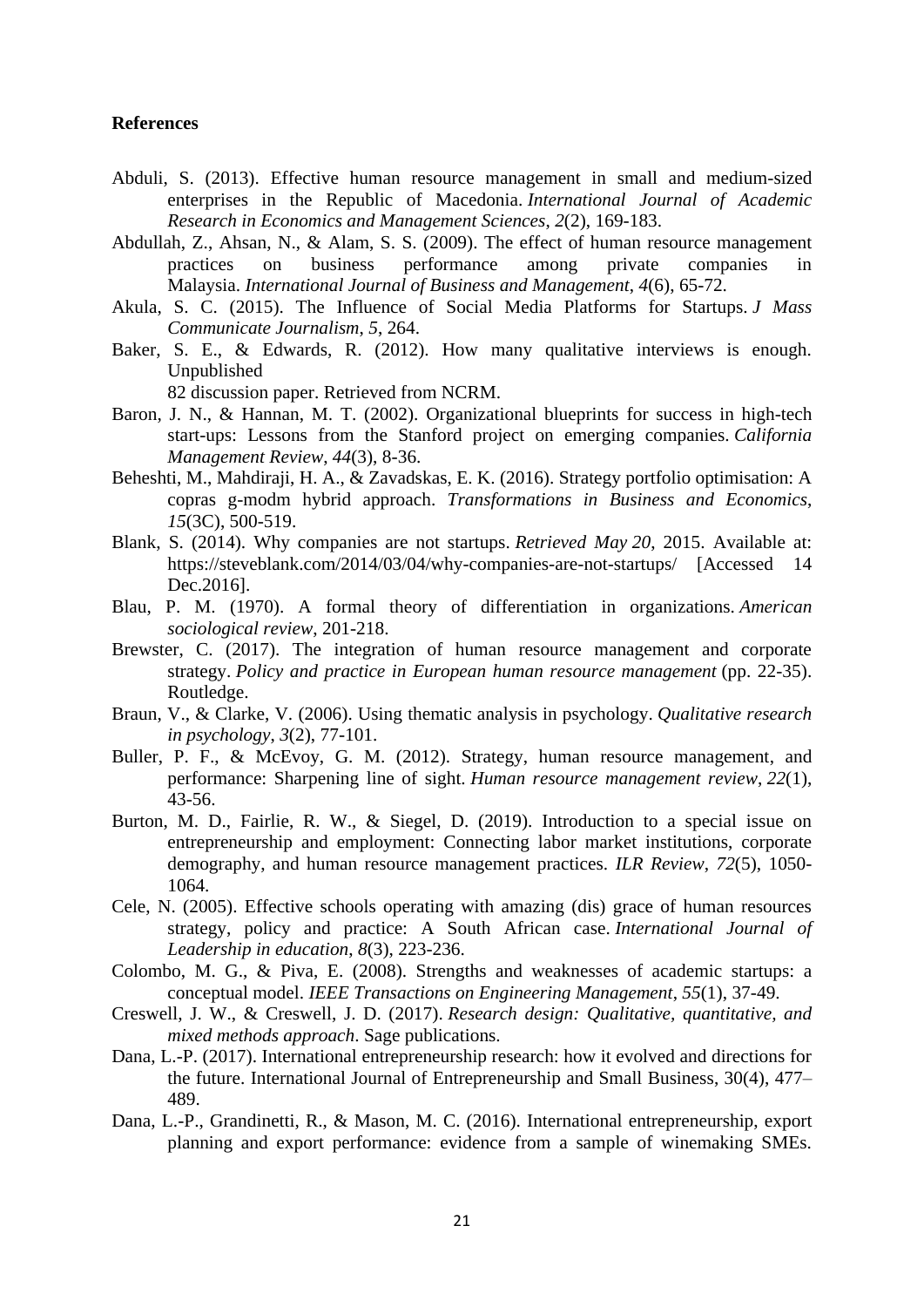**References**

Abduli, S. (2013). Effective human resource management in small and medium-sized enterprises in the Republic of Macedonia. *International Journal of Academic Research in Economics and Management Sciences*, *2*(2), 169-183.

Abdullah, Z., Ahsan, N., & Alam, S. S. (2009). The effect of human resource management practices on business performance among private companies in Malaysia. *International Journal of Business and Management*, *4*(6), 65-72.

Akula, S. C. (2015). The Influence of Social Media Platforms for Startups. *J Mass Communicate Journalism*, *5*, 264.

Baker, S. E., & Edwards, R. (2012). How many qualitative interviews is enough. Unpublished
82 discussion paper. Retrieved from NCRM.

Baron, J. N., & Hannan, M. T. (2002). Organizational blueprints for success in high-tech start-ups: Lessons from the Stanford project on emerging companies. *California Management Review*, *44*(3), 8-36.

Beheshti, M., Mahdiraji, H. A., & Zavadskas, E. K. (2016). Strategy portfolio optimisation: A copras g-modm hybrid approach. *Transformations in Business and Economics*, *15*(3C), 500-519.

Blank, S. (2014). Why companies are not startups. *Retrieved May 20*, 2015. Available at: https://steveblank.com/2014/03/04/why-companies-are-not-startups/ [Accessed 14 Dec.2016].

Blau, P. M. (1970). A formal theory of differentiation in organizations. *American sociological review*, 201-218.

Brewster, C. (2017). The integration of human resource management and corporate strategy. *Policy and practice in European human resource management* (pp. 22-35). Routledge.

Braun, V., & Clarke, V. (2006). Using thematic analysis in psychology. *Qualitative research in psychology*, *3*(2), 77-101.

Buller, P. F., & McEvoy, G. M. (2012). Strategy, human resource management, and performance: Sharpening line of sight. *Human resource management review*, *22*(1), 43-56.

Burton, M. D., Fairlie, R. W., & Siegel, D. (2019). Introduction to a special issue on entrepreneurship and employment: Connecting labor market institutions, corporate demography, and human resource management practices. *ILR Review*, *72*(5), 1050-1064.

Cele, N. (2005). Effective schools operating with amazing (dis) grace of human resources strategy, policy and practice: A South African case. *International Journal of Leadership in education*, *8*(3), 223-236.

Colombo, M. G., & Piva, E. (2008). Strengths and weaknesses of academic startups: a conceptual model. *IEEE Transactions on Engineering Management*, *55*(1), 37-49.

Creswell, J. W., & Creswell, J. D. (2017). *Research design: Qualitative, quantitative, and mixed methods approach*. Sage publications.

Dana, L.-P. (2017). International entrepreneurship research: how it evolved and directions for the future. International Journal of Entrepreneurship and Small Business, 30(4), 477–489.

Dana, L.-P., Grandinetti, R., & Mason, M. C. (2016). International entrepreneurship, export planning and export performance: evidence from a sample of winemaking SMEs.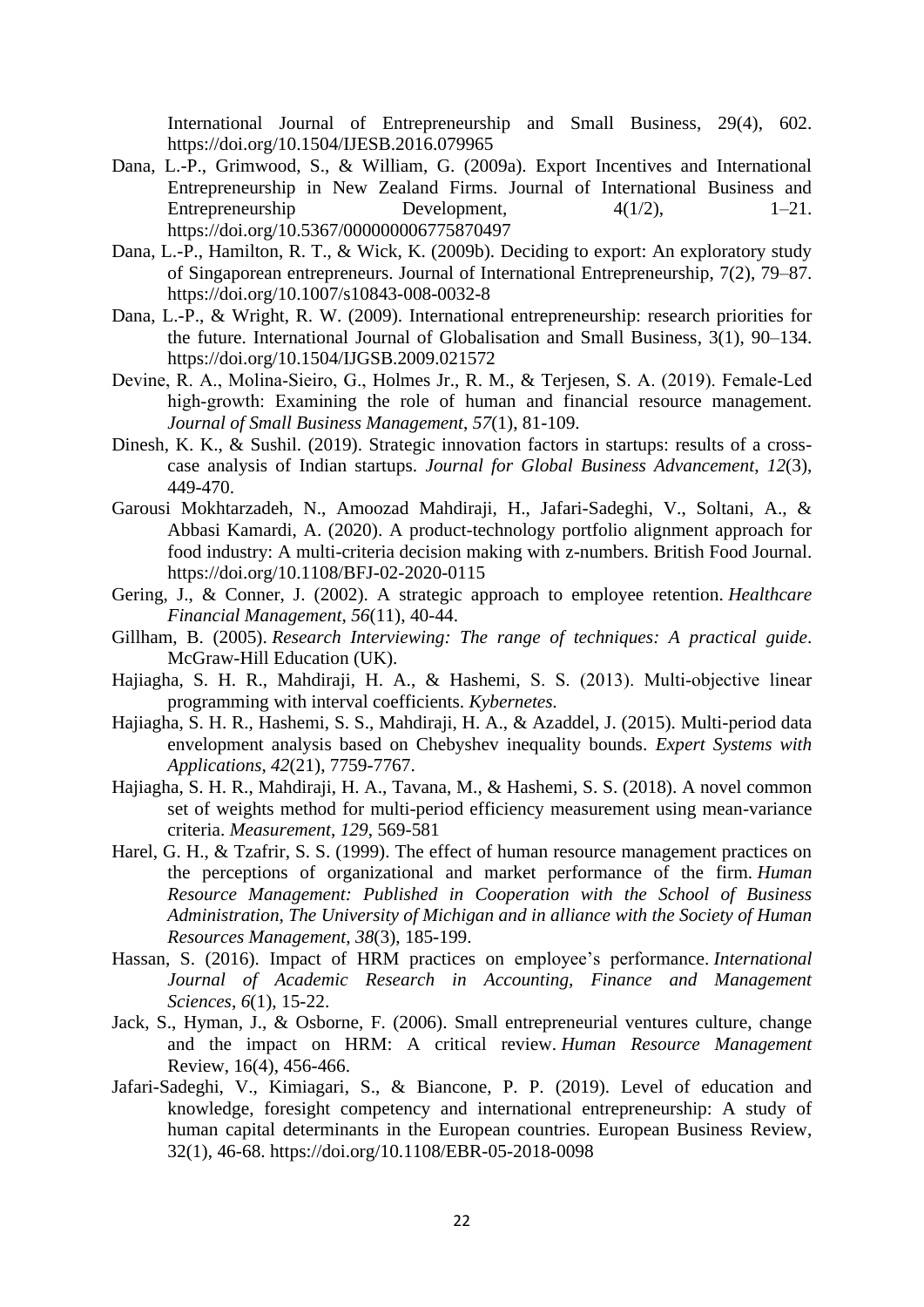International Journal of Entrepreneurship and Small Business, 29(4), 602. https://doi.org/10.1504/IJESB.2016.079965

Dana, L.-P., Grimwood, S., & William, G. (2009a). Export Incentives and International Entrepreneurship in New Zealand Firms. Journal of International Business and Entrepreneurship Development, 4(1/2), 1–21. https://doi.org/10.5367/000000006775870497

Dana, L.-P., Hamilton, R. T., & Wick, K. (2009b). Deciding to export: An exploratory study of Singaporean entrepreneurs. Journal of International Entrepreneurship, 7(2), 79–87. https://doi.org/10.1007/s10843-008-0032-8

Dana, L.-P., & Wright, R. W. (2009). International entrepreneurship: research priorities for the future. International Journal of Globalisation and Small Business, 3(1), 90–134. https://doi.org/10.1504/IJGSB.2009.021572

Devine, R. A., Molina-Sieiro, G., Holmes Jr., R. M., & Terjesen, S. A. (2019). Female-Led high-growth: Examining the role of human and financial resource management. *Journal of Small Business Management*, *57*(1), 81-109.

Dinesh, K. K., & Sushil. (2019). Strategic innovation factors in startups: results of a cross-case analysis of Indian startups. *Journal for Global Business Advancement*, *12*(3), 449-470.

Garousi Mokhtarzadeh, N., Amoozad Mahdiraji, H., Jafari-Sadeghi, V., Soltani, A., & Abbasi Kamardi, A. (2020). A product-technology portfolio alignment approach for food industry: A multi-criteria decision making with z-numbers. British Food Journal. https://doi.org/10.1108/BFJ-02-2020-0115

Gering, J., & Conner, J. (2002). A strategic approach to employee retention. *Healthcare Financial Management*, *56*(11), 40-44.

Gillham, B. (2005). *Research Interviewing: The range of techniques: A practical guide*. McGraw-Hill Education (UK).

Hajiagha, S. H. R., Mahdiraji, H. A., & Hashemi, S. S. (2013). Multi-objective linear programming with interval coefficients. *Kybernetes.*

Hajiagha, S. H. R., Hashemi, S. S., Mahdiraji, H. A., & Azaddel, J. (2015). Multi-period data envelopment analysis based on Chebyshev inequality bounds. *Expert Systems with Applications*, *42*(21), 7759-7767.

Hajiagha, S. H. R., Mahdiraji, H. A., Tavana, M., & Hashemi, S. S. (2018). A novel common set of weights method for multi-period efficiency measurement using mean-variance criteria. *Measurement*, *129*, 569-581

Harel, G. H., & Tzafrir, S. S. (1999). The effect of human resource management practices on the perceptions of organizational and market performance of the firm. *Human Resource Management: Published in Cooperation with the School of Business Administration, The University of Michigan and in alliance with the Society of Human Resources Management*, *38*(3), 185-199.

Hassan, S. (2016). Impact of HRM practices on employee's performance. *International Journal of Academic Research in Accounting, Finance and Management Sciences*, *6*(1), 15-22.

Jack, S., Hyman, J., & Osborne, F. (2006). Small entrepreneurial ventures culture, change and the impact on HRM: A critical review. *Human Resource Management* Review, 16(4), 456-466.

Jafari-Sadeghi, V., Kimiagari, S., & Biancone, P. P. (2019). Level of education and knowledge, foresight competency and international entrepreneurship: A study of human capital determinants in the European countries. European Business Review, 32(1), 46-68. https://doi.org/10.1108/EBR-05-2018-0098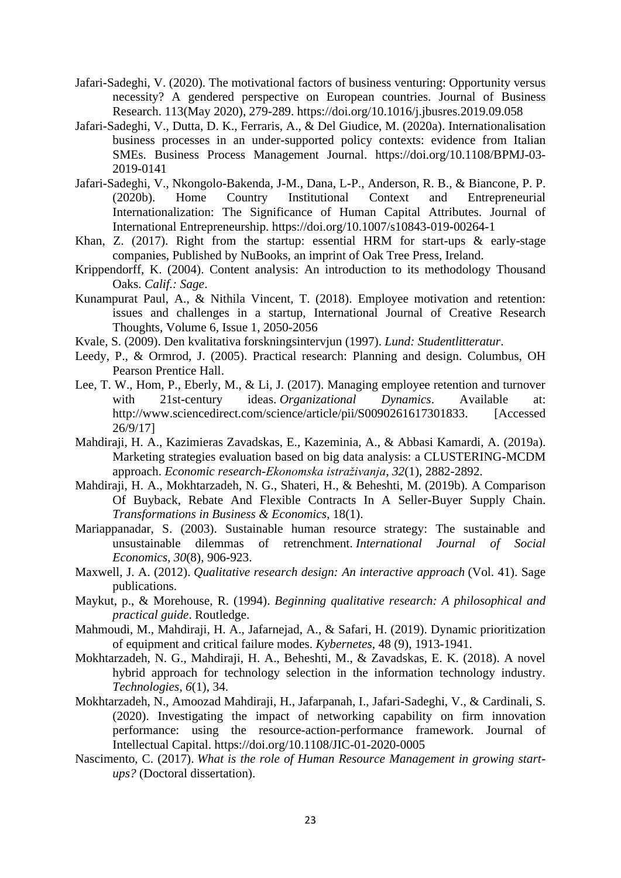Jafari-Sadeghi, V. (2020). The motivational factors of business venturing: Opportunity versus necessity? A gendered perspective on European countries. Journal of Business Research. 113(May 2020), 279-289. https://doi.org/10.1016/j.jbusres.2019.09.058

Jafari-Sadeghi, V., Dutta, D. K., Ferraris, A., & Del Giudice, M. (2020a). Internationalisation business processes in an under-supported policy contexts: evidence from Italian SMEs. Business Process Management Journal. https://doi.org/10.1108/BPMJ-03-2019-0141

Jafari-Sadeghi, V., Nkongolo-Bakenda, J-M., Dana, L-P., Anderson, R. B., & Biancone, P. P. (2020b). Home Country Institutional Context and Entrepreneurial Internationalization: The Significance of Human Capital Attributes. Journal of International Entrepreneurship. https://doi.org/10.1007/s10843-019-00264-1

Khan, Z. (2017). Right from the startup: essential HRM for start-ups & early-stage companies, Published by NuBooks, an imprint of Oak Tree Press, Ireland.

Krippendorff, K. (2004). Content analysis: An introduction to its methodology Thousand Oaks. *Calif.: Sage*.

Kunampurat Paul, A., & Nithila Vincent, T. (2018). Employee motivation and retention: issues and challenges in a startup, International Journal of Creative Research Thoughts, Volume 6, Issue 1, 2050-2056

Kvale, S. (2009). Den kvalitativa forskningsintervjun (1997). *Lund: Studentlitteratur*.

Leedy, P., & Ormrod, J. (2005). Practical research: Planning and design. Columbus, OH Pearson Prentice Hall.

Lee, T. W., Hom, P., Eberly, M., & Li, J. (2017). Managing employee retention and turnover with 21st-century ideas. *Organizational Dynamics*. Available at: http://www.sciencedirect.com/science/article/pii/S0090261617301833. [Accessed 26/9/17]

Mahdiraji, H. A., Kazimieras Zavadskas, E., Kazeminia, A., & Abbasi Kamardi, A. (2019a). Marketing strategies evaluation based on big data analysis: a CLUSTERING-MCDM approach. *Economic research-Ekonomska istraživanja*, *32*(1), 2882-2892.

Mahdiraji, H. A., Mokhtarzadeh, N. G., Shateri, H., & Beheshti, M. (2019b). A Comparison Of Buyback, Rebate And Flexible Contracts In A Seller-Buyer Supply Chain. *Transformations in Business & Economics*, 18(1).

Mariappanadar, S. (2003). Sustainable human resource strategy: The sustainable and unsustainable dilemmas of retrenchment. *International Journal of Social Economics*, *30*(8), 906-923.

Maxwell, J. A. (2012). *Qualitative research design: An interactive approach* (Vol. 41). Sage publications.

Maykut, p., & Morehouse, R. (1994). *Beginning qualitative research: A philosophical and practical guide*. Routledge.

Mahmoudi, M., Mahdiraji, H. A., Jafarnejad, A., & Safari, H. (2019). Dynamic prioritization of equipment and critical failure modes. *Kybernetes*, 48 (9), 1913-1941.

Mokhtarzadeh, N. G., Mahdiraji, H. A., Beheshti, M., & Zavadskas, E. K. (2018). A novel hybrid approach for technology selection in the information technology industry. *Technologies*, *6*(1), 34.

Mokhtarzadeh, N., Amoozad Mahdiraji, H., Jafarpanah, I., Jafari-Sadeghi, V., & Cardinali, S. (2020). Investigating the impact of networking capability on firm innovation performance: using the resource-action-performance framework. Journal of Intellectual Capital. https://doi.org/10.1108/JIC-01-2020-0005

Nascimento, C. (2017). *What is the role of Human Resource Management in growing start-ups?* (Doctoral dissertation).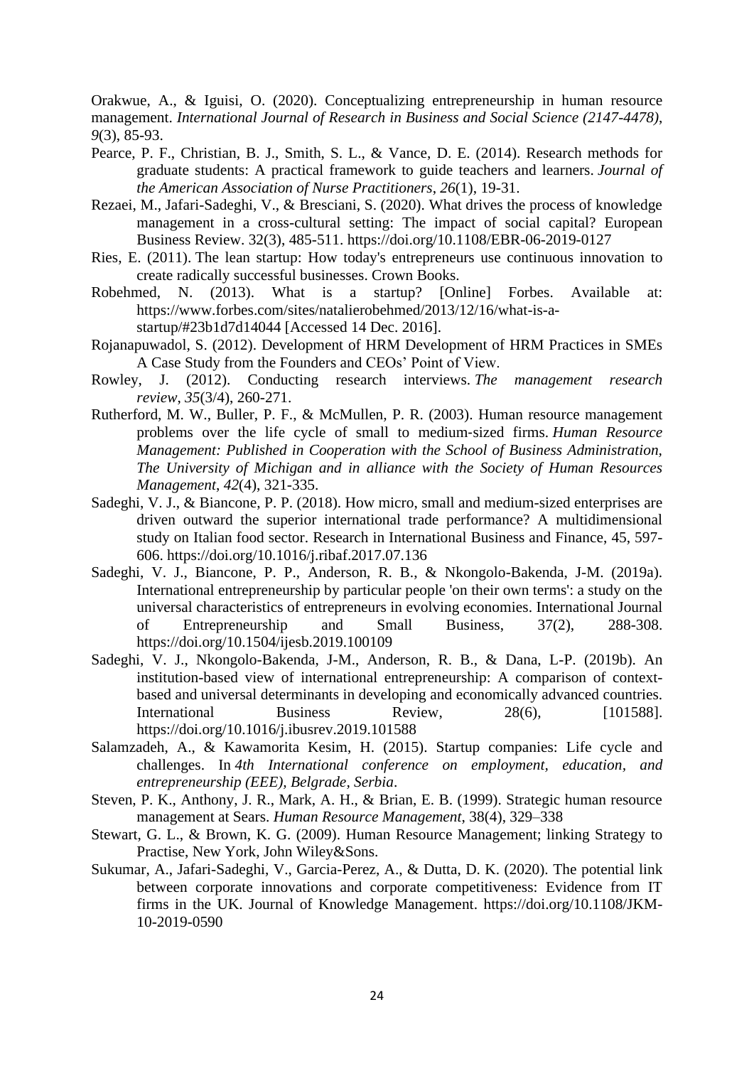Orakwue, A., & Iguisi, O. (2020). Conceptualizing entrepreneurship in human resource management. *International Journal of Research in Business and Social Science (2147-4478)*, *9*(3), 85-93.

Pearce, P. F., Christian, B. J., Smith, S. L., & Vance, D. E. (2014). Research methods for graduate students: A practical framework to guide teachers and learners. *Journal of the American Association of Nurse Practitioners*, *26*(1), 19-31.

Rezaei, M., Jafari-Sadeghi, V., & Bresciani, S. (2020). What drives the process of knowledge management in a cross-cultural setting: The impact of social capital? European Business Review. 32(3), 485-511. https://doi.org/10.1108/EBR-06-2019-0127

Ries, E. (2011). The lean startup: How today's entrepreneurs use continuous innovation to create radically successful businesses. Crown Books.

Robehmed, N. (2013). What is a startup? [Online] Forbes. Available at: https://www.forbes.com/sites/natalierobehmed/2013/12/16/what-is-a-startup/#23b1d7d14044 [Accessed 14 Dec. 2016].

Rojanapuwadol, S. (2012). Development of HRM Development of HRM Practices in SMEs A Case Study from the Founders and CEOs' Point of View.

Rowley, J. (2012). Conducting research interviews. *The management research review*, *35*(3/4), 260-271.

Rutherford, M. W., Buller, P. F., & McMullen, P. R. (2003). Human resource management problems over the life cycle of small to medium-sized firms. *Human Resource Management: Published in Cooperation with the School of Business Administration, The University of Michigan and in alliance with the Society of Human Resources Management*, *42*(4), 321-335.

Sadeghi, V. J., & Biancone, P. P. (2018). How micro, small and medium-sized enterprises are driven outward the superior international trade performance? A multidimensional study on Italian food sector. Research in International Business and Finance, 45, 597-606. https://doi.org/10.1016/j.ribaf.2017.07.136

Sadeghi, V. J., Biancone, P. P., Anderson, R. B., & Nkongolo-Bakenda, J-M. (2019a). International entrepreneurship by particular people 'on their own terms': a study on the universal characteristics of entrepreneurs in evolving economies. International Journal of Entrepreneurship and Small Business, 37(2), 288-308. https://doi.org/10.1504/ijesb.2019.100109

Sadeghi, V. J., Nkongolo-Bakenda, J-M., Anderson, R. B., & Dana, L-P. (2019b). An institution-based view of international entrepreneurship: A comparison of context-based and universal determinants in developing and economically advanced countries. International Business Review, 28(6), [101588]. https://doi.org/10.1016/j.ibusrev.2019.101588

Salamzadeh, A., & Kawamorita Kesim, H. (2015). Startup companies: Life cycle and challenges. In *4th International conference on employment, education, and entrepreneurship (EEE), Belgrade, Serbia*.

Steven, P. K., Anthony, J. R., Mark, A. H., & Brian, E. B. (1999). Strategic human resource management at Sears. *Human Resource Management*, 38(4), 329–338

Stewart, G. L., & Brown, K. G. (2009). Human Resource Management; linking Strategy to Practise, New York, John Wiley&Sons.

Sukumar, A., Jafari-Sadeghi, V., Garcia-Perez, A., & Dutta, D. K. (2020). The potential link between corporate innovations and corporate competitiveness: Evidence from IT firms in the UK. Journal of Knowledge Management. https://doi.org/10.1108/JKM-10-2019-0590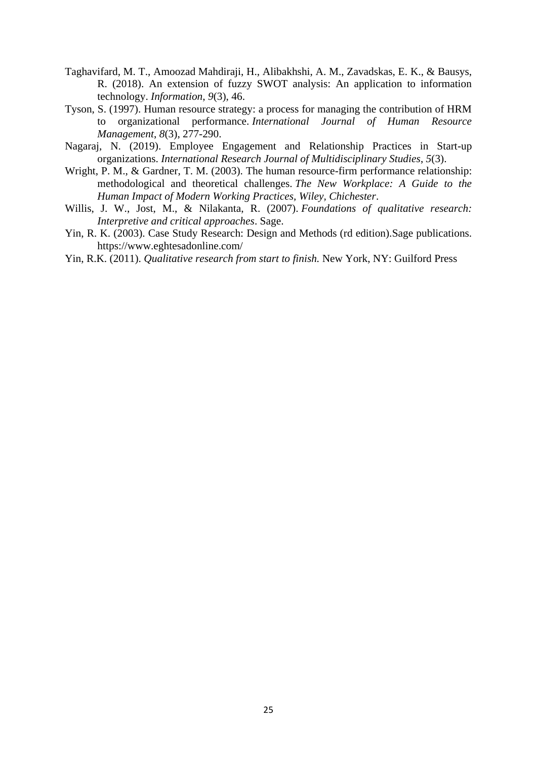Taghavifard, M. T., Amoozad Mahdiraji, H., Alibakhshi, A. M., Zavadskas, E. K., & Bausys, R. (2018). An extension of fuzzy SWOT analysis: An application to information technology. *Information*, *9*(3), 46.

Tyson, S. (1997). Human resource strategy: a process for managing the contribution of HRM to organizational performance. *International Journal of Human Resource Management*, *8*(3), 277-290.

Nagaraj, N. (2019). Employee Engagement and Relationship Practices in Start-up organizations. *International Research Journal of Multidisciplinary Studies*, *5*(3).

Wright, P. M., & Gardner, T. M. (2003). The human resource-firm performance relationship: methodological and theoretical challenges. *The New Workplace: A Guide to the Human Impact of Modern Working Practices, Wiley, Chichester*.

Willis, J. W., Jost, M., & Nilakanta, R. (2007). *Foundations of qualitative research: Interpretive and critical approaches*. Sage.

Yin, R. K. (2003). Case Study Research: Design and Methods (rd edition).Sage publications. https://www.eghtesadonline.com/

Yin, R.K. (2011). *Qualitative research from start to finish.* New York, NY: Guilford Press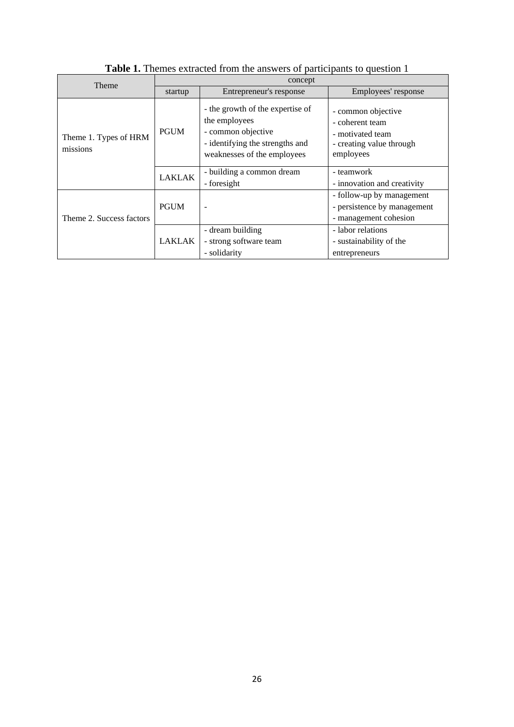**Table 1.** Themes extracted from the answers of participants to question 1

| Theme | concept | | |
|---|---|---|---|
| | startup | Entrepreneur's response | Employees' response |
| Theme 1. Types of HRM missions | PGUM | - the growth of the expertise of the employees<br>- common objective<br>- identifying the strengths and weaknesses of the employees | - common objective<br>- coherent team<br>- motivated team<br>- creating value through employees |
| | LAKLAK | - building a common dream<br>- foresight | - teamwork<br>- innovation and creativity |
| Theme 2. Success factors | PGUM | - | - follow-up by management<br>- persistence by management<br>- management cohesion |
| | LAKLAK | - dream building<br>- strong software team<br>- solidarity | - labor relations<br>- sustainability of the entrepreneurs |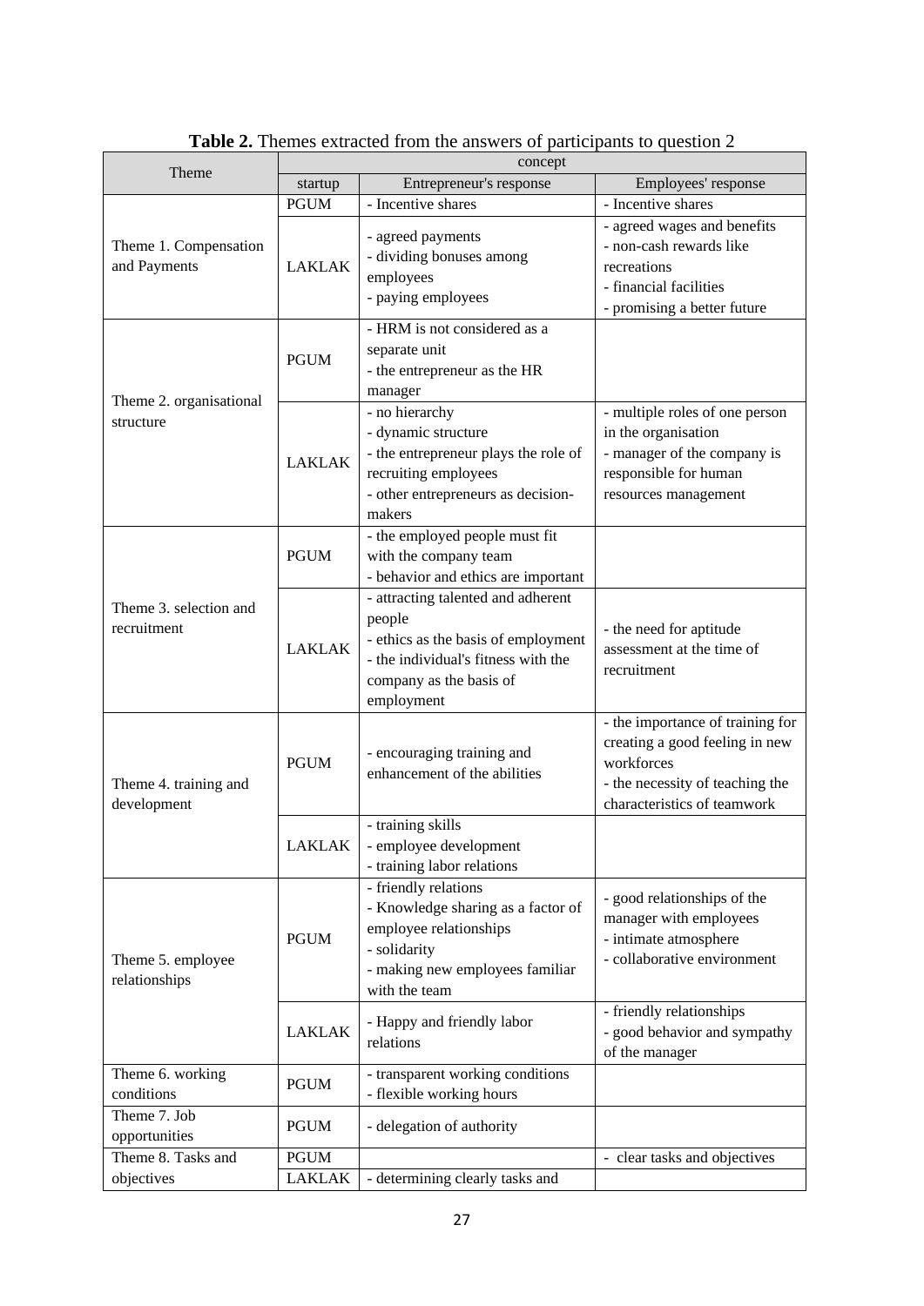**Table 2.** Themes extracted from the answers of participants to question 2

| Theme | concept | | |
|---|---|---|---|
| | startup | Entrepreneur's response | Employees' response |
| Theme 1. Compensation and Payments | PGUM | - Incentive shares | - Incentive shares |
| | LAKLAK | - agreed payments<br>- dividing bonuses among employees<br>- paying employees | - agreed wages and benefits<br>- non-cash rewards like recreations<br>- financial facilities<br>- promising a better future |
| Theme 2. organisational structure | PGUM | - HRM is not considered as a separate unit<br>- the entrepreneur as the HR manager | |
| | LAKLAK | - no hierarchy<br>- dynamic structure<br>- the entrepreneur plays the role of recruiting employees<br>- other entrepreneurs as decision-makers | - multiple roles of one person in the organisation<br>- manager of the company is responsible for human resources management |
| Theme 3. selection and recruitment | PGUM | - the employed people must fit with the company team<br>- behavior and ethics are important | |
| | LAKLAK | - attracting talented and adherent people<br>- ethics as the basis of employment<br>- the individual's fitness with the company as the basis of employment | - the need for aptitude assessment at the time of recruitment |
| Theme 4. training and development | PGUM | - encouraging training and enhancement of the abilities | - the importance of training for creating a good feeling in new workforces<br>- the necessity of teaching the characteristics of teamwork |
| | LAKLAK | - training skills<br>- employee development<br>- training labor relations | |
| Theme 5. employee relationships | PGUM | - friendly relations<br>- Knowledge sharing as a factor of employee relationships<br>- solidarity<br>- making new employees familiar with the team | - good relationships of the manager with employees<br>- intimate atmosphere<br>- collaborative environment |
| | LAKLAK | - Happy and friendly labor relations | - friendly relationships<br>- good behavior and sympathy of the manager |
| Theme 6. working conditions | PGUM | - transparent working conditions<br>- flexible working hours | |
| Theme 7. Job opportunities | PGUM | - delegation of authority | |
| Theme 8. Tasks and objectives | PGUM | | - clear tasks and objectives |
| | LAKLAK | - determining clearly tasks and | |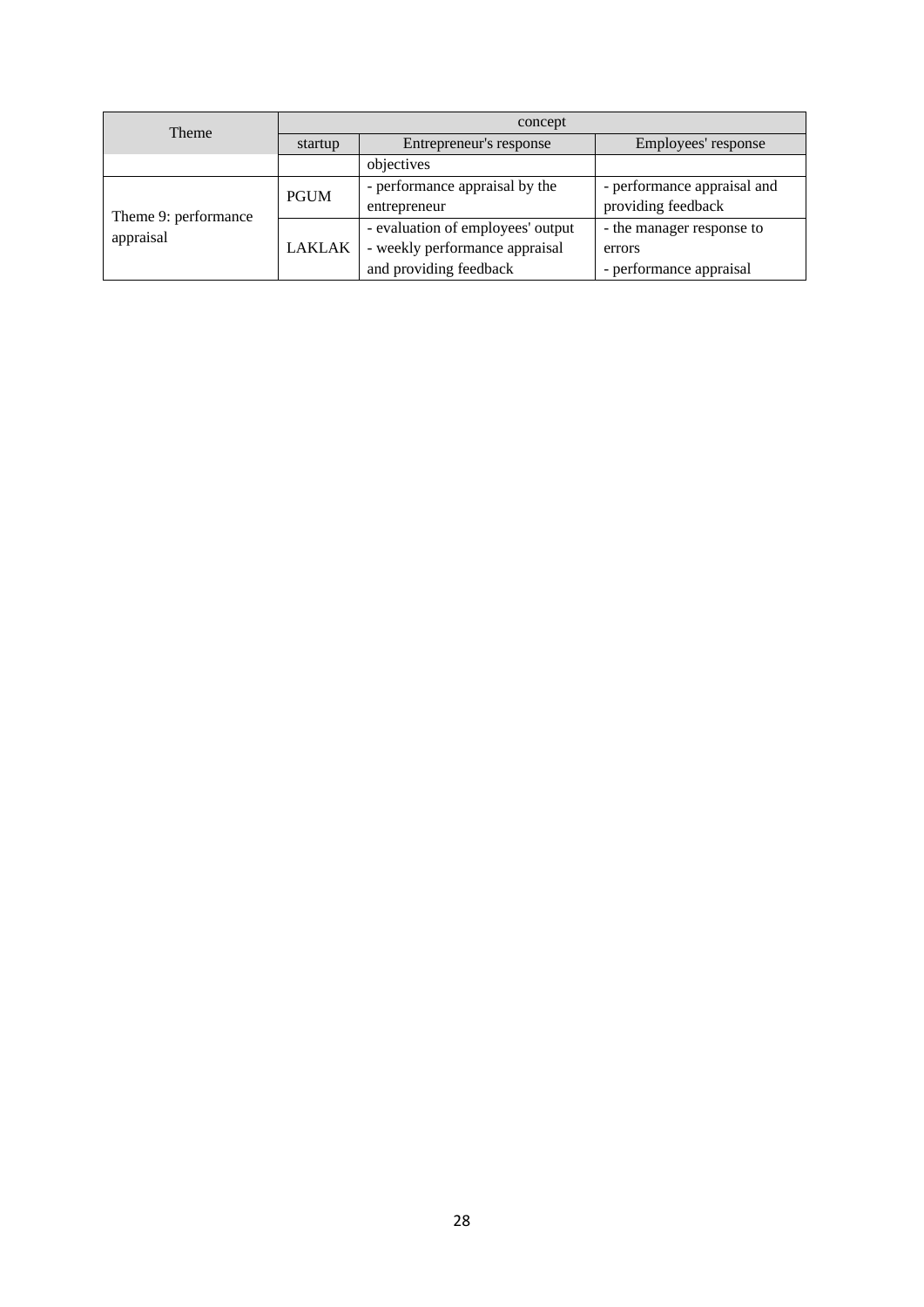| Theme | concept | | |
|---|---|---|---|
| | startup | Entrepreneur's response | Employees' response |
| | | objectives | |
| Theme 9: performance appraisal | PGUM | - performance appraisal by the entrepreneur | - performance appraisal and providing feedback |
| | LAKLAK | - evaluation of employees' output<br>- weekly performance appraisal and providing feedback | - the manager response to errors<br>- performance appraisal |